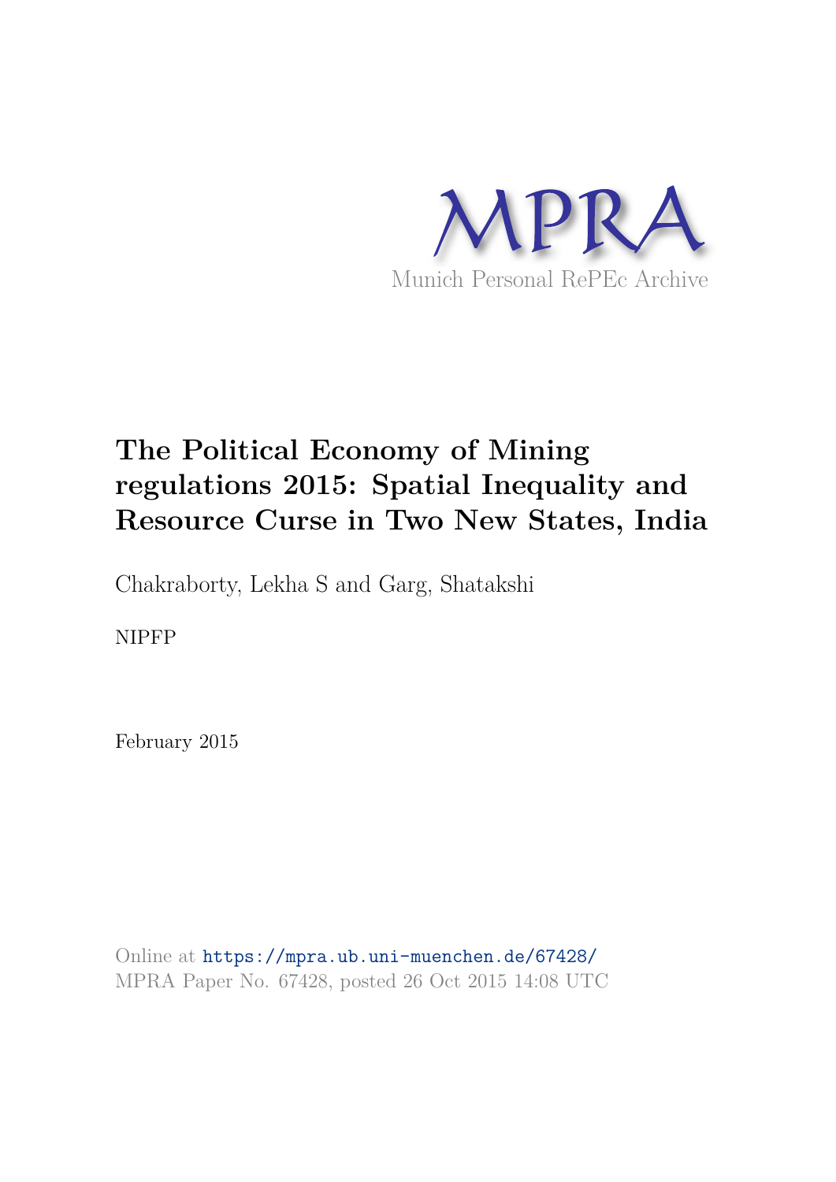MPRA

Munich Personal RePEc Archive

# The Political Economy of Mining regulations 2015: Spatial Inequality and Resource Curse in Two New States, India

Chakraborty, Lekha S and Garg, Shatakshi

NIPFP

February 2015

Online at https://mpra.ub.uni-muenchen.de/67428/
MPRA Paper No. 67428, posted 26 Oct 2015 14:08 UTC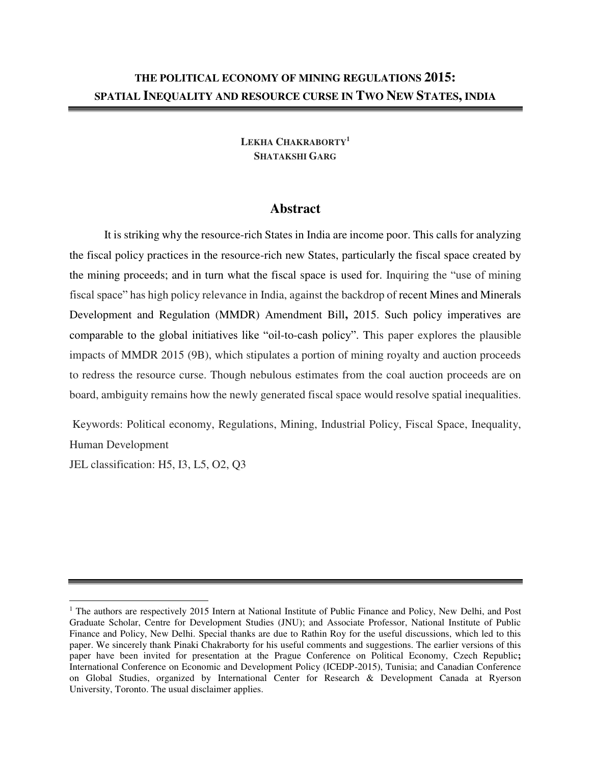# THE POLITICAL ECONOMY OF MINING REGULATIONS 2015: SPATIAL INEQUALITY AND RESOURCE CURSE IN TWO NEW STATES, INDIA

**LEKHA CHAKRABORTY[1]**
**SHATAKSHI GARG**

## Abstract

It is striking why the resource-rich States in India are income poor. This calls for analyzing the fiscal policy practices in the resource-rich new States, particularly the fiscal space created by the mining proceeds; and in turn what the fiscal space is used for. Inquiring the "use of mining fiscal space" has high policy relevance in India, against the backdrop of recent Mines and Minerals Development and Regulation (MMDR) Amendment Bill**,** 2015. Such policy imperatives are comparable to the global initiatives like "oil-to-cash policy". This paper explores the plausible impacts of MMDR 2015 (9B), which stipulates a portion of mining royalty and auction proceeds to redress the resource curse. Though nebulous estimates from the coal auction proceeds are on board, ambiguity remains how the newly generated fiscal space would resolve spatial inequalities.

Keywords: Political economy, Regulations, Mining, Industrial Policy, Fiscal Space, Inequality, Human Development

JEL classification: H5, I3, L5, O2, Q3

---

[1] The authors are respectively 2015 Intern at National Institute of Public Finance and Policy, New Delhi, and Post Graduate Scholar, Centre for Development Studies (JNU); and Associate Professor, National Institute of Public Finance and Policy, New Delhi. Special thanks are due to Rathin Roy for the useful discussions, which led to this paper. We sincerely thank Pinaki Chakraborty for his useful comments and suggestions. The earlier versions of this paper have been invited for presentation at the Prague Conference on Political Economy, Czech Republic**;** International Conference on Economic and Development Policy (ICEDP-2015), Tunisia; and Canadian Conference on Global Studies, organized by International Center for Research & Development Canada at Ryerson University, Toronto. The usual disclaimer applies.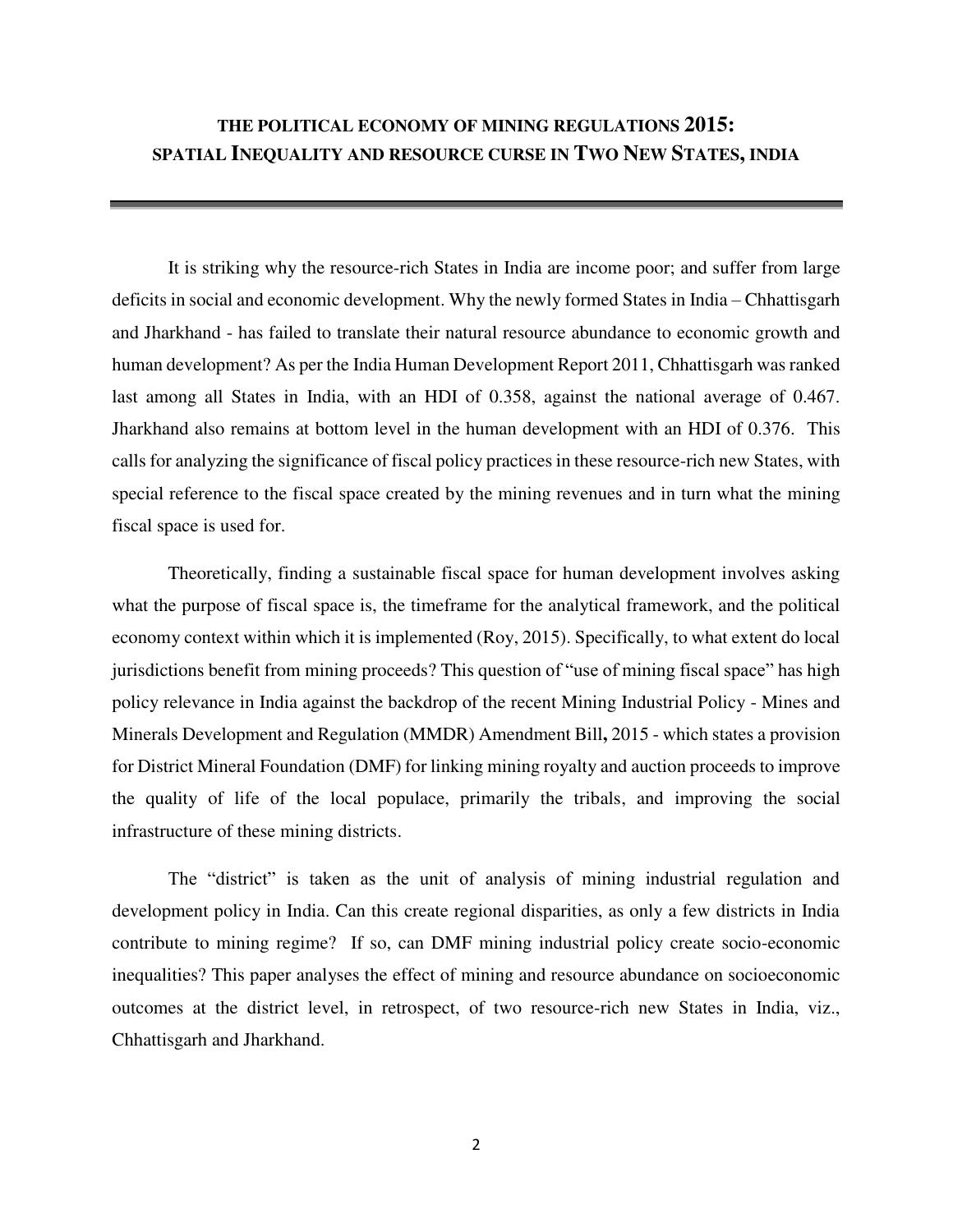# THE POLITICAL ECONOMY OF MINING REGULATIONS 2015: SPATIAL INEQUALITY AND RESOURCE CURSE IN TWO NEW STATES, INDIA

It is striking why the resource-rich States in India are income poor; and suffer from large deficits in social and economic development. Why the newly formed States in India – Chhattisgarh and Jharkhand - has failed to translate their natural resource abundance to economic growth and human development? As per the India Human Development Report 2011, Chhattisgarh was ranked last among all States in India, with an HDI of 0.358, against the national average of 0.467. Jharkhand also remains at bottom level in the human development with an HDI of 0.376. This calls for analyzing the significance of fiscal policy practices in these resource-rich new States, with special reference to the fiscal space created by the mining revenues and in turn what the mining fiscal space is used for.

Theoretically, finding a sustainable fiscal space for human development involves asking what the purpose of fiscal space is, the timeframe for the analytical framework, and the political economy context within which it is implemented (Roy, 2015). Specifically, to what extent do local jurisdictions benefit from mining proceeds? This question of "use of mining fiscal space" has high policy relevance in India against the backdrop of the recent Mining Industrial Policy - Mines and Minerals Development and Regulation (MMDR) Amendment Bill**,** 2015 - which states a provision for District Mineral Foundation (DMF) for linking mining royalty and auction proceeds to improve the quality of life of the local populace, primarily the tribals, and improving the social infrastructure of these mining districts.

The "district" is taken as the unit of analysis of mining industrial regulation and development policy in India. Can this create regional disparities, as only a few districts in India contribute to mining regime? If so, can DMF mining industrial policy create socio-economic inequalities? This paper analyses the effect of mining and resource abundance on socioeconomic outcomes at the district level, in retrospect, of two resource-rich new States in India, viz., Chhattisgarh and Jharkhand.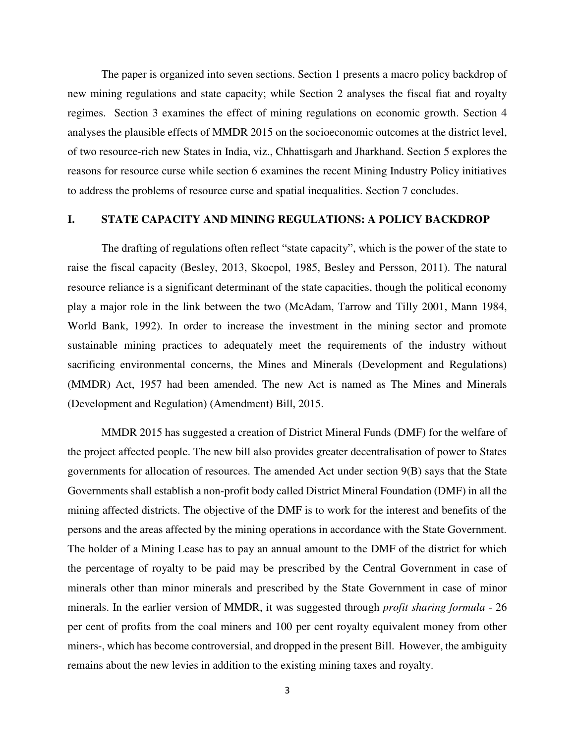The paper is organized into seven sections. Section 1 presents a macro policy backdrop of new mining regulations and state capacity; while Section 2 analyses the fiscal fiat and royalty regimes. Section 3 examines the effect of mining regulations on economic growth. Section 4 analyses the plausible effects of MMDR 2015 on the socioeconomic outcomes at the district level, of two resource-rich new States in India, viz., Chhattisgarh and Jharkhand. Section 5 explores the reasons for resource curse while section 6 examines the recent Mining Industry Policy initiatives to address the problems of resource curse and spatial inequalities. Section 7 concludes.

## I. STATE CAPACITY AND MINING REGULATIONS: A POLICY BACKDROP

The drafting of regulations often reflect "state capacity", which is the power of the state to raise the fiscal capacity (Besley, 2013, Skocpol, 1985, Besley and Persson, 2011). The natural resource reliance is a significant determinant of the state capacities, though the political economy play a major role in the link between the two (McAdam, Tarrow and Tilly 2001, Mann 1984, World Bank, 1992). In order to increase the investment in the mining sector and promote sustainable mining practices to adequately meet the requirements of the industry without sacrificing environmental concerns, the Mines and Minerals (Development and Regulations) (MMDR) Act, 1957 had been amended. The new Act is named as The Mines and Minerals (Development and Regulation) (Amendment) Bill, 2015.

MMDR 2015 has suggested a creation of District Mineral Funds (DMF) for the welfare of the project affected people. The new bill also provides greater decentralisation of power to States governments for allocation of resources. The amended Act under section 9(B) says that the State Governments shall establish a non-profit body called District Mineral Foundation (DMF) in all the mining affected districts. The objective of the DMF is to work for the interest and benefits of the persons and the areas affected by the mining operations in accordance with the State Government. The holder of a Mining Lease has to pay an annual amount to the DMF of the district for which the percentage of royalty to be paid may be prescribed by the Central Government in case of minerals other than minor minerals and prescribed by the State Government in case of minor minerals. In the earlier version of MMDR, it was suggested through *profit sharing formula* - 26 per cent of profits from the coal miners and 100 per cent royalty equivalent money from other miners-, which has become controversial, and dropped in the present Bill. However, the ambiguity remains about the new levies in addition to the existing mining taxes and royalty.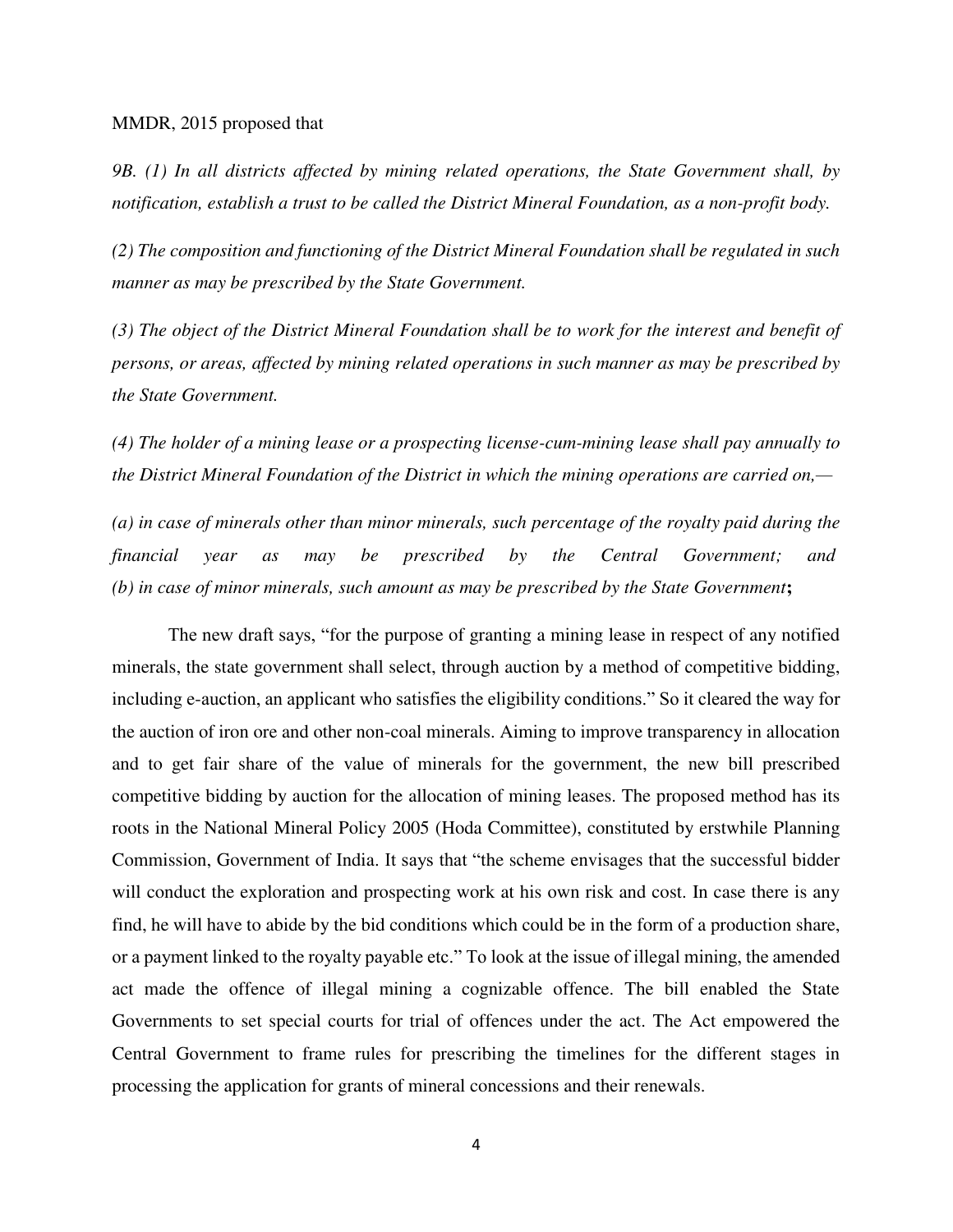MMDR, 2015 proposed that

*9B. (1) In all districts affected by mining related operations, the State Government shall, by notification, establish a trust to be called the District Mineral Foundation, as a non-profit body.*

*(2) The composition and functioning of the District Mineral Foundation shall be regulated in such manner as may be prescribed by the State Government.*

*(3) The object of the District Mineral Foundation shall be to work for the interest and benefit of persons, or areas, affected by mining related operations in such manner as may be prescribed by the State Government.*

*(4) The holder of a mining lease or a prospecting license-cum-mining lease shall pay annually to the District Mineral Foundation of the District in which the mining operations are carried on,—*

*(a) in case of minerals other than minor minerals, such percentage of the royalty paid during the financial year as may be prescribed by the Central Government; and*
*(b) in case of minor minerals, such amount as may be prescribed by the State Government***;**

The new draft says, "for the purpose of granting a mining lease in respect of any notified minerals, the state government shall select, through auction by a method of competitive bidding, including e-auction, an applicant who satisfies the eligibility conditions." So it cleared the way for the auction of iron ore and other non-coal minerals. Aiming to improve transparency in allocation and to get fair share of the value of minerals for the government, the new bill prescribed competitive bidding by auction for the allocation of mining leases. The proposed method has its roots in the National Mineral Policy 2005 (Hoda Committee), constituted by erstwhile Planning Commission, Government of India. It says that "the scheme envisages that the successful bidder will conduct the exploration and prospecting work at his own risk and cost. In case there is any find, he will have to abide by the bid conditions which could be in the form of a production share, or a payment linked to the royalty payable etc." To look at the issue of illegal mining, the amended act made the offence of illegal mining a cognizable offence. The bill enabled the State Governments to set special courts for trial of offences under the act. The Act empowered the Central Government to frame rules for prescribing the timelines for the different stages in processing the application for grants of mineral concessions and their renewals.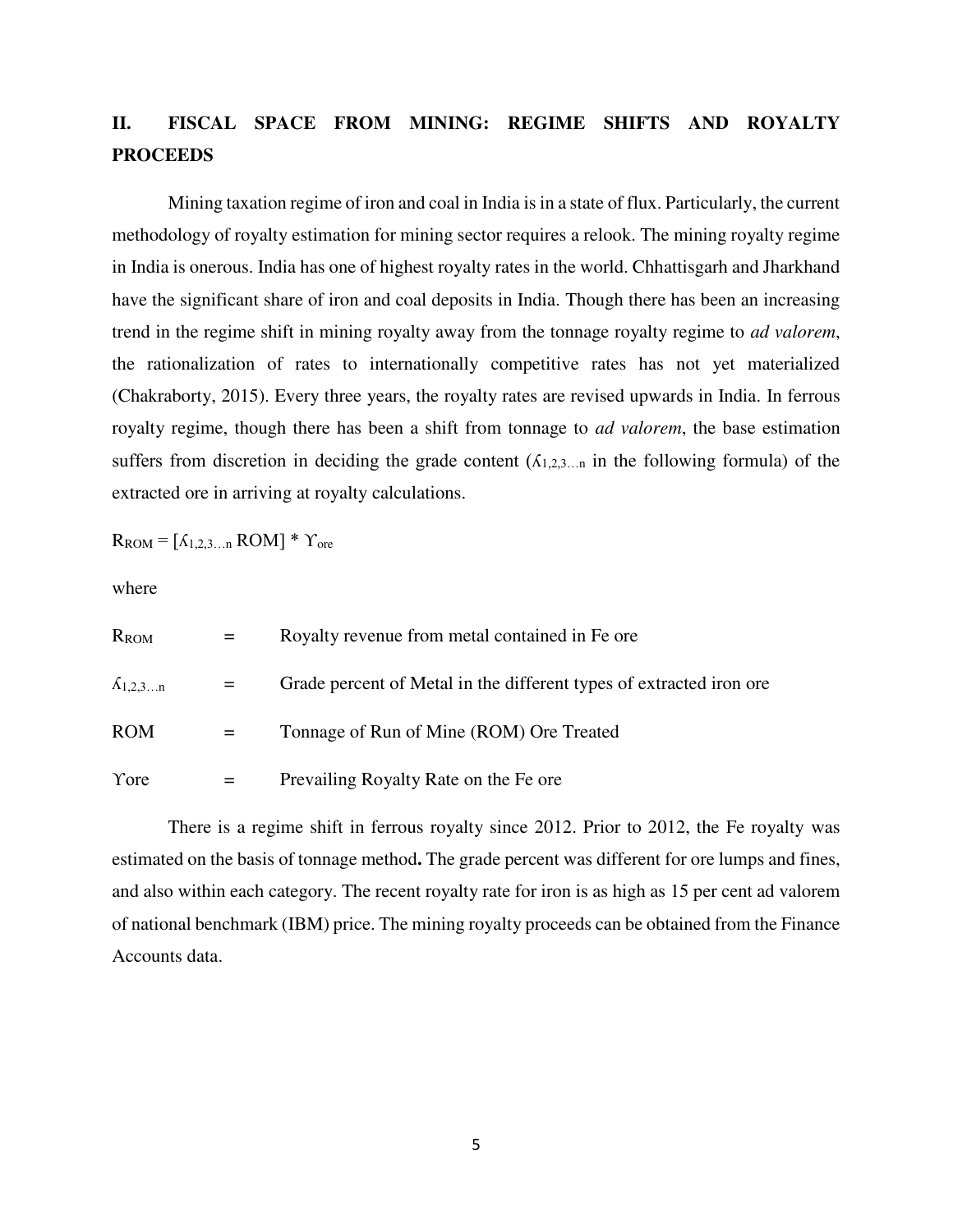## II. FISCAL SPACE FROM MINING: REGIME SHIFTS AND ROYALTY PROCEEDS

Mining taxation regime of iron and coal in India is in a state of flux. Particularly, the current methodology of royalty estimation for mining sector requires a relook. The mining royalty regime in India is onerous. India has one of highest royalty rates in the world. Chhattisgarh and Jharkhand have the significant share of iron and coal deposits in India. Though there has been an increasing trend in the regime shift in mining royalty away from the tonnage royalty regime to *ad valorem*, the rationalization of rates to internationally competitive rates has not yet materialized (Chakraborty, 2015). Every three years, the royalty rates are revised upwards in India. In ferrous royalty regime, though there has been a shift from tonnage to *ad valorem*, the base estimation suffers from discretion in deciding the grade content ($\kappa_{1,2,3\ldots n}$ in the following formula) of the extracted ore in arriving at royalty calculations.

$$R_{ROM} = [\kappa_{1,2,3\ldots n}\ ROM] * \Upsilon_{ore}$$

where

| | | |
|---|---|---|
| $R_{ROM}$ | = | Royalty revenue from metal contained in Fe ore |
| $\kappa_{1,2,3\ldots n}$ | = | Grade percent of Metal in the different types of extracted iron ore |
| ROM | = | Tonnage of Run of Mine (ROM) Ore Treated |
| $\Upsilon_{ore}$ | = | Prevailing Royalty Rate on the Fe ore |

There is a regime shift in ferrous royalty since 2012. Prior to 2012, the Fe royalty was estimated on the basis of tonnage method**.** The grade percent was different for ore lumps and fines, and also within each category. The recent royalty rate for iron is as high as 15 per cent ad valorem of national benchmark (IBM) price. The mining royalty proceeds can be obtained from the Finance Accounts data.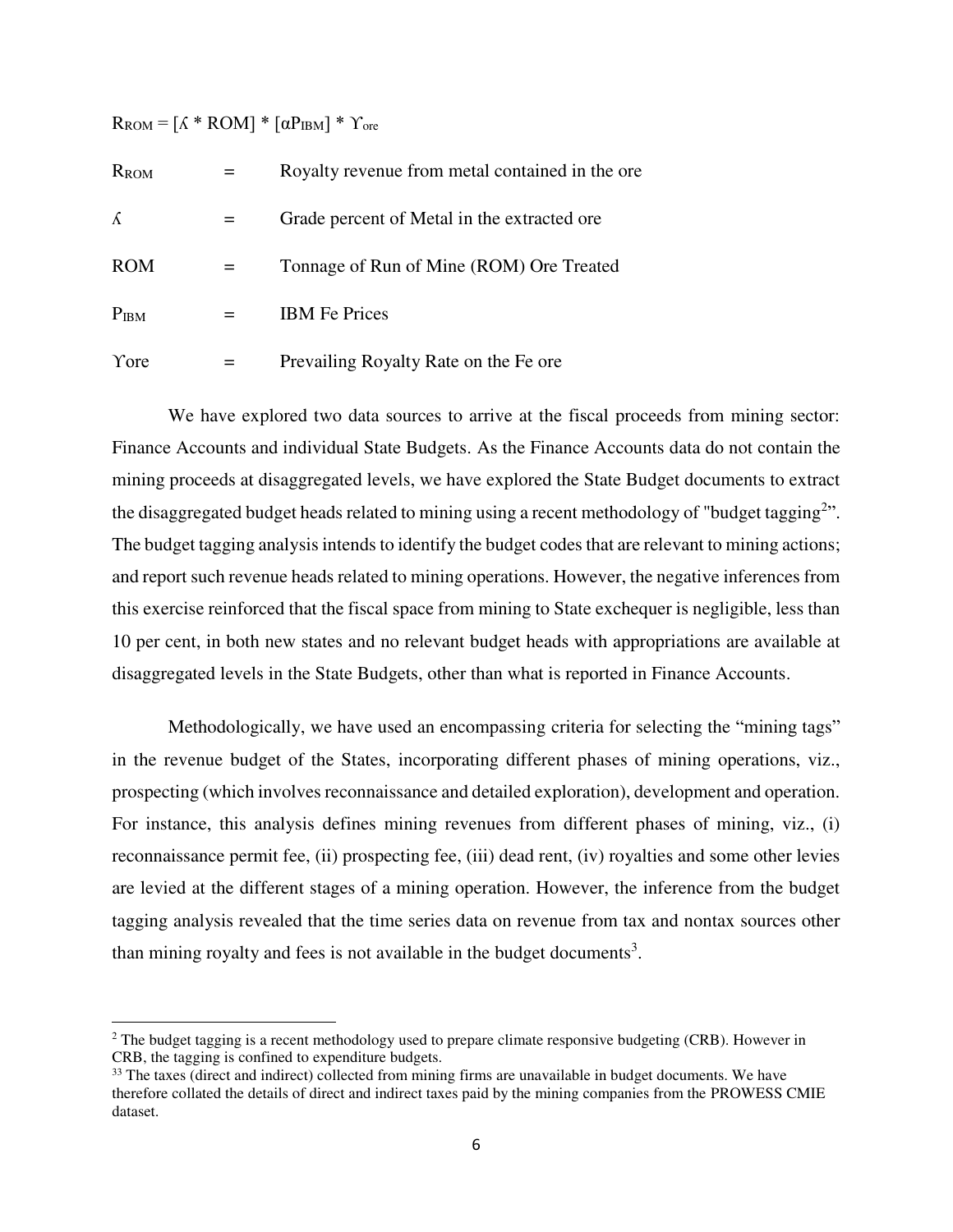$R_{ROM} = [\text{ʎ} * ROM] * [\alpha P_{IBM}] * \Upsilon_{ore}$

| | | |
|---|---|---|
| $R_{ROM}$ | = | Royalty revenue from metal contained in the ore |
| ʎ | = | Grade percent of Metal in the extracted ore |
| ROM | = | Tonnage of Run of Mine (ROM) Ore Treated |
| $P_{IBM}$ | = | IBM Fe Prices |
| ϒore | = | Prevailing Royalty Rate on the Fe ore |

We have explored two data sources to arrive at the fiscal proceeds from mining sector: Finance Accounts and individual State Budgets. As the Finance Accounts data do not contain the mining proceeds at disaggregated levels, we have explored the State Budget documents to extract the disaggregated budget heads related to mining using a recent methodology of "budget tagging[2]". The budget tagging analysis intends to identify the budget codes that are relevant to mining actions; and report such revenue heads related to mining operations. However, the negative inferences from this exercise reinforced that the fiscal space from mining to State exchequer is negligible, less than 10 per cent, in both new states and no relevant budget heads with appropriations are available at disaggregated levels in the State Budgets, other than what is reported in Finance Accounts.

Methodologically, we have used an encompassing criteria for selecting the "mining tags" in the revenue budget of the States, incorporating different phases of mining operations, viz., prospecting (which involves reconnaissance and detailed exploration), development and operation. For instance, this analysis defines mining revenues from different phases of mining, viz., (i) reconnaissance permit fee, (ii) prospecting fee, (iii) dead rent, (iv) royalties and some other levies are levied at the different stages of a mining operation. However, the inference from the budget tagging analysis revealed that the time series data on revenue from tax and nontax sources other than mining royalty and fees is not available in the budget documents[3].

[2] The budget tagging is a recent methodology used to prepare climate responsive budgeting (CRB). However in CRB, the tagging is confined to expenditure budgets.

[33] The taxes (direct and indirect) collected from mining firms are unavailable in budget documents. We have therefore collated the details of direct and indirect taxes paid by the mining companies from the PROWESS CMIE dataset.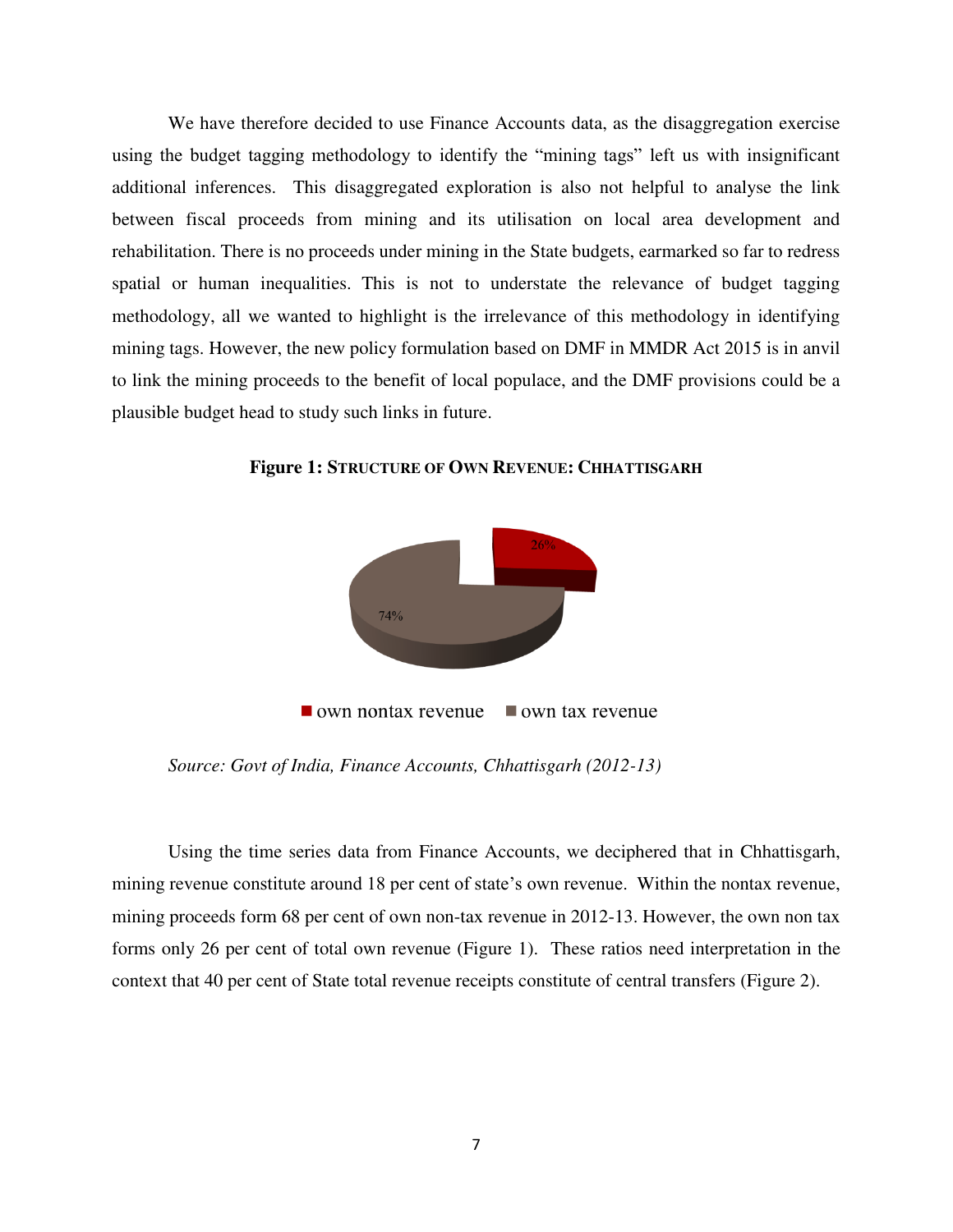We have therefore decided to use Finance Accounts data, as the disaggregation exercise using the budget tagging methodology to identify the "mining tags" left us with insignificant additional inferences. This disaggregated exploration is also not helpful to analyse the link between fiscal proceeds from mining and its utilisation on local area development and rehabilitation. There is no proceeds under mining in the State budgets, earmarked so far to redress spatial or human inequalities. This is not to understate the relevance of budget tagging methodology, all we wanted to highlight is the irrelevance of this methodology in identifying mining tags. However, the new policy formulation based on DMF in MMDR Act 2015 is in anvil to link the mining proceeds to the benefit of local populace, and the DMF provisions could be a plausible budget head to study such links in future.

**Figure 1: STRUCTURE OF OWN REVENUE: CHHATTISGARH**

26%

74%

own nontax revenue   own tax revenue

*Source: Govt of India, Finance Accounts, Chhattisgarh (2012-13)*

Using the time series data from Finance Accounts, we deciphered that in Chhattisgarh, mining revenue constitute around 18 per cent of state's own revenue. Within the nontax revenue, mining proceeds form 68 per cent of own non-tax revenue in 2012-13. However, the own non tax forms only 26 per cent of total own revenue (Figure 1). These ratios need interpretation in the context that 40 per cent of State total revenue receipts constitute of central transfers (Figure 2).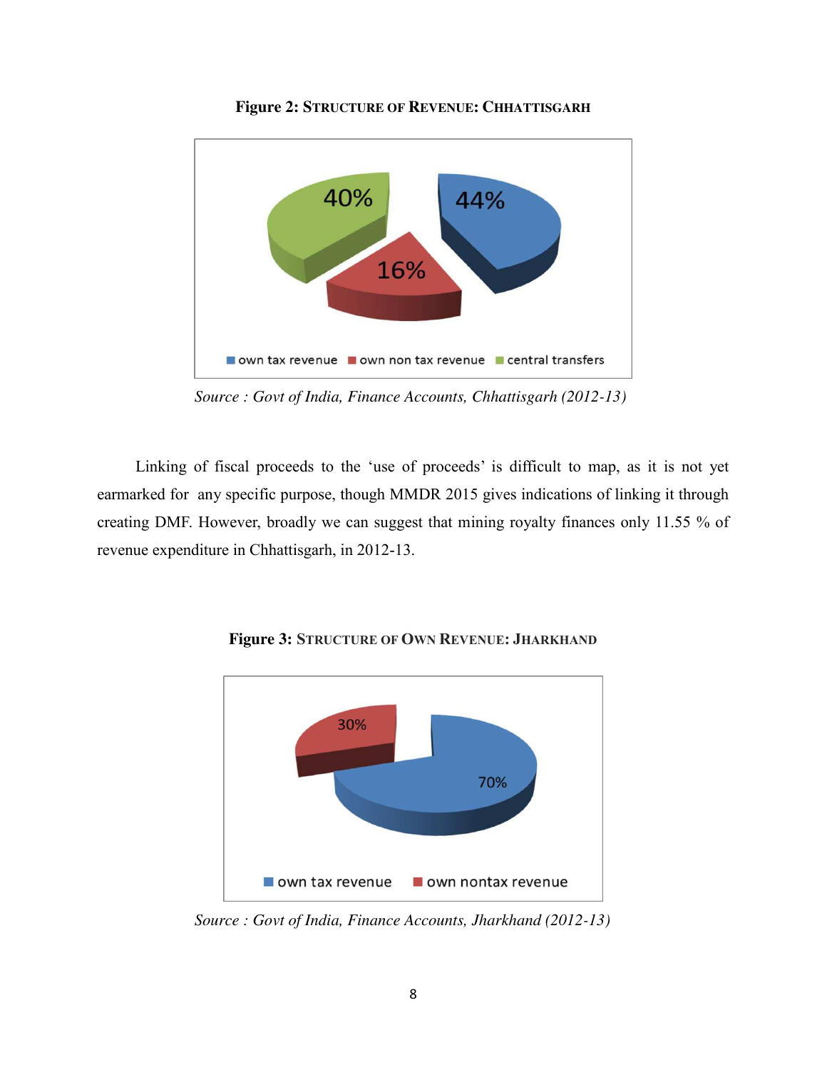**Figure 2: STRUCTURE OF REVENUE: CHHATTISGARH**

*Source : Govt of India, Finance Accounts, Chhattisgarh (2012-13)*

Linking of fiscal proceeds to the 'use of proceeds' is difficult to map, as it is not yet earmarked for any specific purpose, though MMDR 2015 gives indications of linking it through creating DMF. However, broadly we can suggest that mining royalty finances only 11.55 % of revenue expenditure in Chhattisgarh, in 2012-13.

**Figure 3: STRUCTURE OF OWN REVENUE: JHARKHAND**

*Source : Govt of India, Finance Accounts, Jharkhand (2012-13)*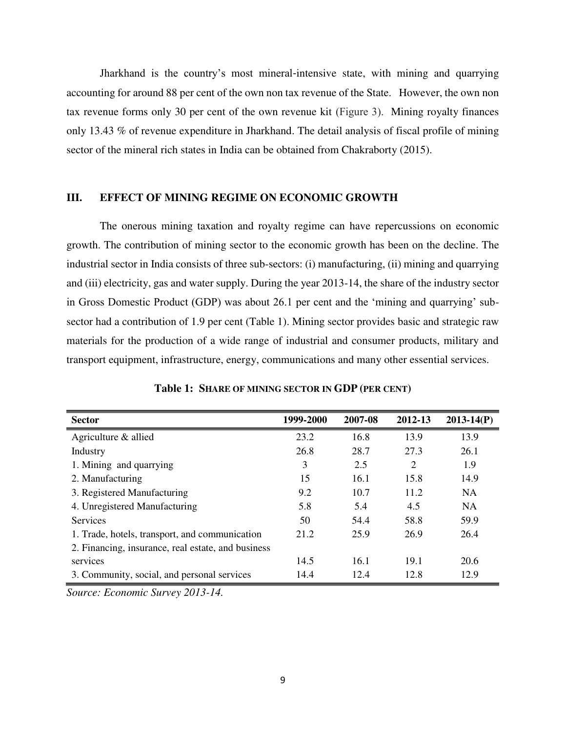Jharkhand is the country's most mineral-intensive state, with mining and quarrying accounting for around 88 per cent of the own non tax revenue of the State. However, the own non tax revenue forms only 30 per cent of the own revenue kit (Figure 3). Mining royalty finances only 13.43 % of revenue expenditure in Jharkhand. The detail analysis of fiscal profile of mining sector of the mineral rich states in India can be obtained from Chakraborty (2015).

## III. EFFECT OF MINING REGIME ON ECONOMIC GROWTH

The onerous mining taxation and royalty regime can have repercussions on economic growth. The contribution of mining sector to the economic growth has been on the decline. The industrial sector in India consists of three sub-sectors: (i) manufacturing, (ii) mining and quarrying and (iii) electricity, gas and water supply. During the year 2013-14, the share of the industry sector in Gross Domestic Product (GDP) was about 26.1 per cent and the 'mining and quarrying' sub-sector had a contribution of 1.9 per cent (Table 1). Mining sector provides basic and strategic raw materials for the production of a wide range of industrial and consumer products, military and transport equipment, infrastructure, energy, communications and many other essential services.

**Table 1: SHARE OF MINING SECTOR IN GDP (PER CENT)**

| Sector | 1999-2000 | 2007-08 | 2012-13 | 2013-14(P) |
|---|---|---|---|---|
| Agriculture & allied | 23.2 | 16.8 | 13.9 | 13.9 |
| Industry | 26.8 | 28.7 | 27.3 | 26.1 |
| 1. Mining and quarrying | 3 | 2.5 | 2 | 1.9 |
| 2. Manufacturing | 15 | 16.1 | 15.8 | 14.9 |
| 3. Registered Manufacturing | 9.2 | 10.7 | 11.2 | NA |
| 4. Unregistered Manufacturing | 5.8 | 5.4 | 4.5 | NA |
| Services | 50 | 54.4 | 58.8 | 59.9 |
| 1. Trade, hotels, transport, and communication | 21.2 | 25.9 | 26.9 | 26.4 |
| 2. Financing, insurance, real estate, and business services | 14.5 | 16.1 | 19.1 | 20.6 |
| 3. Community, social, and personal services | 14.4 | 12.4 | 12.8 | 12.9 |

*Source: Economic Survey 2013-14.*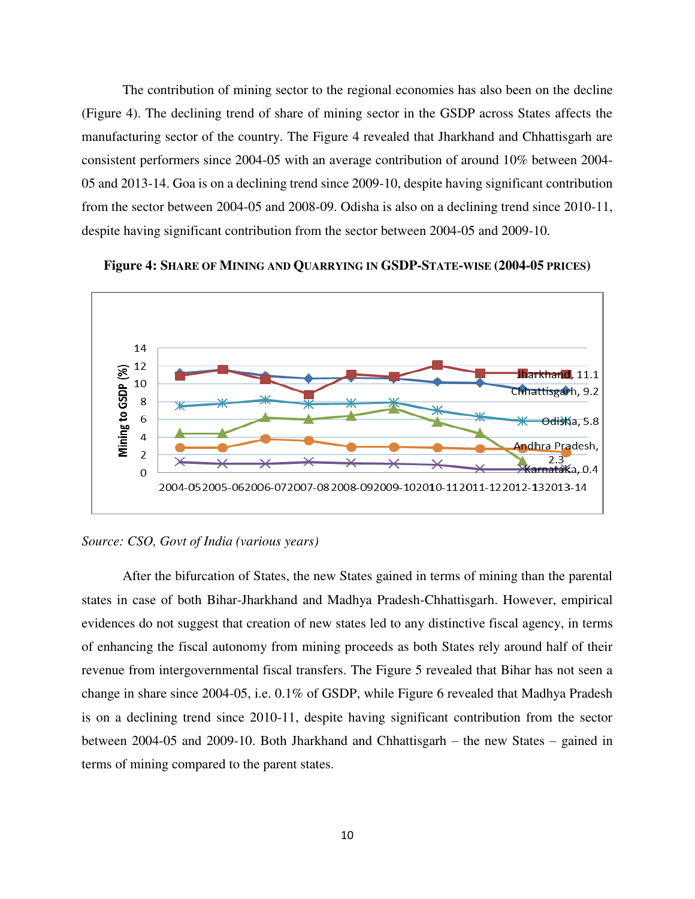The contribution of mining sector to the regional economies has also been on the decline (Figure 4). The declining trend of share of mining sector in the GSDP across States affects the manufacturing sector of the country. The Figure 4 revealed that Jharkhand and Chhattisgarh are consistent performers since 2004-05 with an average contribution of around 10% between 2004-05 and 2013-14. Goa is on a declining trend since 2009-10, despite having significant contribution from the sector between 2004-05 and 2008-09. Odisha is also on a declining trend since 2010-11, despite having significant contribution from the sector between 2004-05 and 2009-10.

**Figure 4: SHARE OF MINING AND QUARRYING IN GSDP-STATE-WISE (2004-05 PRICES)**

*Source: CSO, Govt of India (various years)*

After the bifurcation of States, the new States gained in terms of mining than the parental states in case of both Bihar-Jharkhand and Madhya Pradesh-Chhattisgarh. However, empirical evidences do not suggest that creation of new states led to any distinctive fiscal agency, in terms of enhancing the fiscal autonomy from mining proceeds as both States rely around half of their revenue from intergovernmental fiscal transfers. The Figure 5 revealed that Bihar has not seen a change in share since 2004-05, i.e. 0.1% of GSDP, while Figure 6 revealed that Madhya Pradesh is on a declining trend since 2010-11, despite having significant contribution from the sector between 2004-05 and 2009-10. Both Jharkhand and Chhattisgarh – the new States – gained in terms of mining compared to the parent states.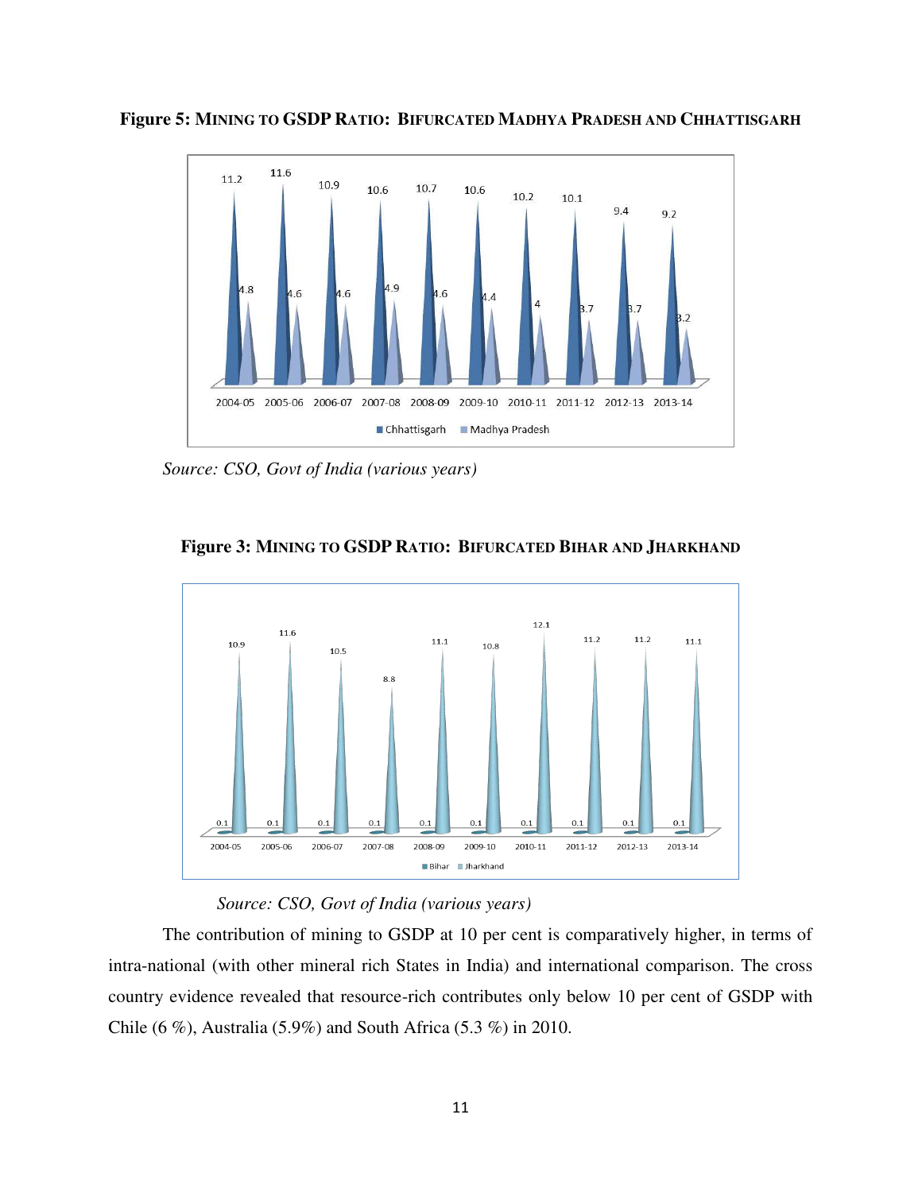**Figure 5: MINING TO GSDP RATIO: BIFURCATED MADHYA PRADESH AND CHHATTISGARH**

| Year | Chhattisgarh | Madhya Pradesh |
|---|---|---|
| 2004-05 | 11.2 | 4.8 |
| 2005-06 | 11.6 | 4.6 |
| 2006-07 | 10.9 | 4.6 |
| 2007-08 | 10.6 | 4.9 |
| 2008-09 | 10.7 | 4.6 |
| 2009-10 | 10.6 | 4.4 |
| 2010-11 | 10.2 | 4 |
| 2011-12 | 10.1 | 3.7 |
| 2012-13 | 9.4 | 3.7 |
| 2013-14 | 9.2 | 3.2 |

*Source: CSO, Govt of India (various years)*

**Figure 3: MINING TO GSDP RATIO: BIFURCATED BIHAR AND JHARKHAND**

| Year | Bihar | Jharkhand |
|---|---|---|
| 2004-05 | 0.1 | 10.9 |
| 2005-06 | 0.1 | 11.6 |
| 2006-07 | 0.1 | 10.5 |
| 2007-08 | 0.1 | 8.8 |
| 2008-09 | 0.1 | 11.1 |
| 2009-10 | 0.1 | 10.8 |
| 2010-11 | 0.1 | 12.1 |
| 2011-12 | 0.1 | 11.2 |
| 2012-13 | 0.1 | 11.2 |
| 2013-14 | 0.1 | 11.1 |

*Source: CSO, Govt of India (various years)*

The contribution of mining to GSDP at 10 per cent is comparatively higher, in terms of intra-national (with other mineral rich States in India) and international comparison. The cross country evidence revealed that resource-rich contributes only below 10 per cent of GSDP with Chile (6 %), Australia (5.9%) and South Africa (5.3 %) in 2010.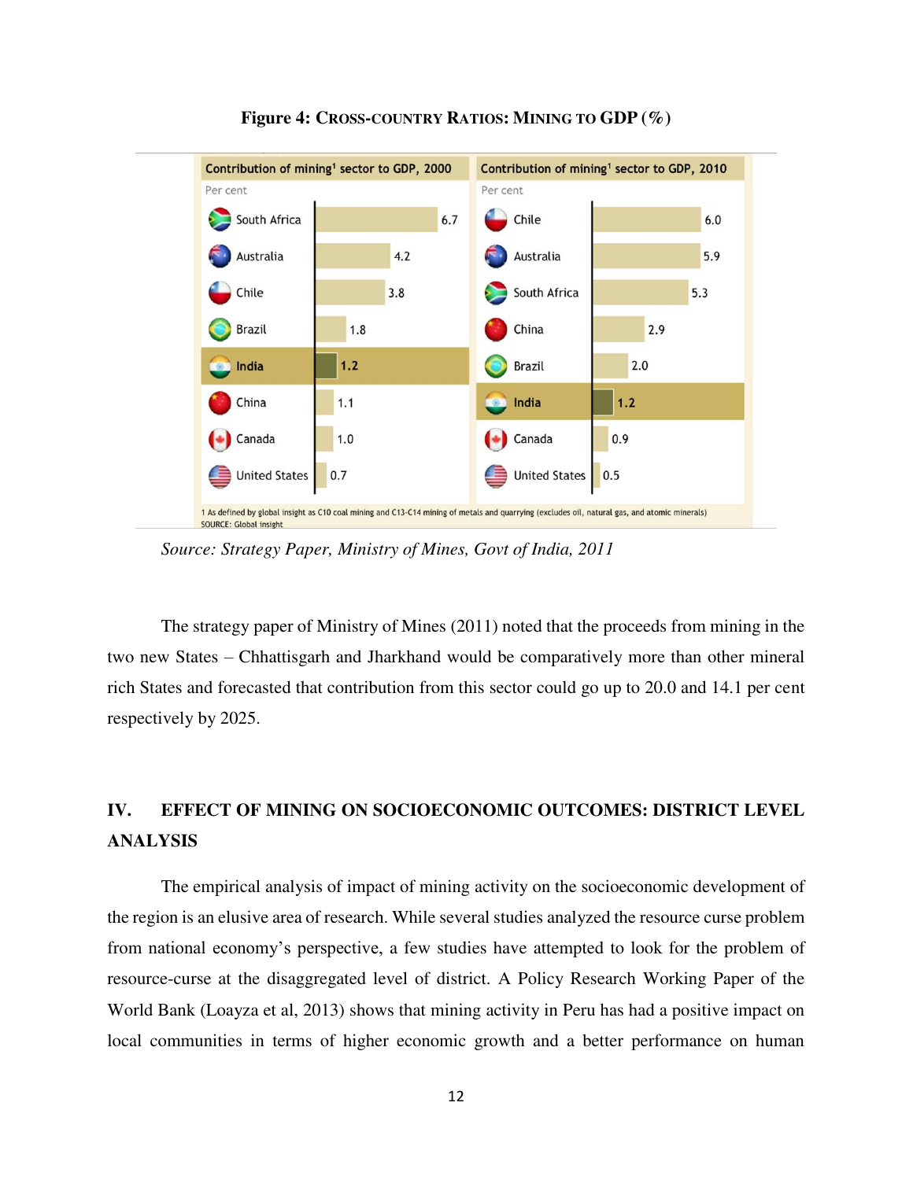**Figure 4: CROSS-COUNTRY RATIOS: MINING TO GDP (%)**

**Contribution of mining[1] sector to GDP, 2000**

Per cent

| Country | Per cent |
|---|---|
| South Africa | 6.7 |
| Australia | 4.2 |
| Chile | 3.8 |
| Brazil | 1.8 |
| **India** | **1.2** |
| China | 1.1 |
| Canada | 1.0 |
| United States | 0.7 |

**Contribution of mining[1] sector to GDP, 2010**

Per cent

| Country | Per cent |
|---|---|
| Chile | 6.0 |
| Australia | 5.9 |
| South Africa | 5.3 |
| China | 2.9 |
| Brazil | 2.0 |
| **India** | **1.2** |
| Canada | 0.9 |
| United States | 0.5 |

1 As defined by global insight as C10 coal mining and C13-C14 mining of metals and quarrying (excludes oil, natural gas, and atomic minerals)
SOURCE: Global insight

*Source: Strategy Paper, Ministry of Mines, Govt of India, 2011*

The strategy paper of Ministry of Mines (2011) noted that the proceeds from mining in the two new States – Chhattisgarh and Jharkhand would be comparatively more than other mineral rich States and forecasted that contribution from this sector could go up to 20.0 and 14.1 per cent respectively by 2025.

## IV. EFFECT OF MINING ON SOCIOECONOMIC OUTCOMES: DISTRICT LEVEL ANALYSIS

The empirical analysis of impact of mining activity on the socioeconomic development of the region is an elusive area of research. While several studies analyzed the resource curse problem from national economy's perspective, a few studies have attempted to look for the problem of resource-curse at the disaggregated level of district. A Policy Research Working Paper of the World Bank (Loayza et al, 2013) shows that mining activity in Peru has had a positive impact on local communities in terms of higher economic growth and a better performance on human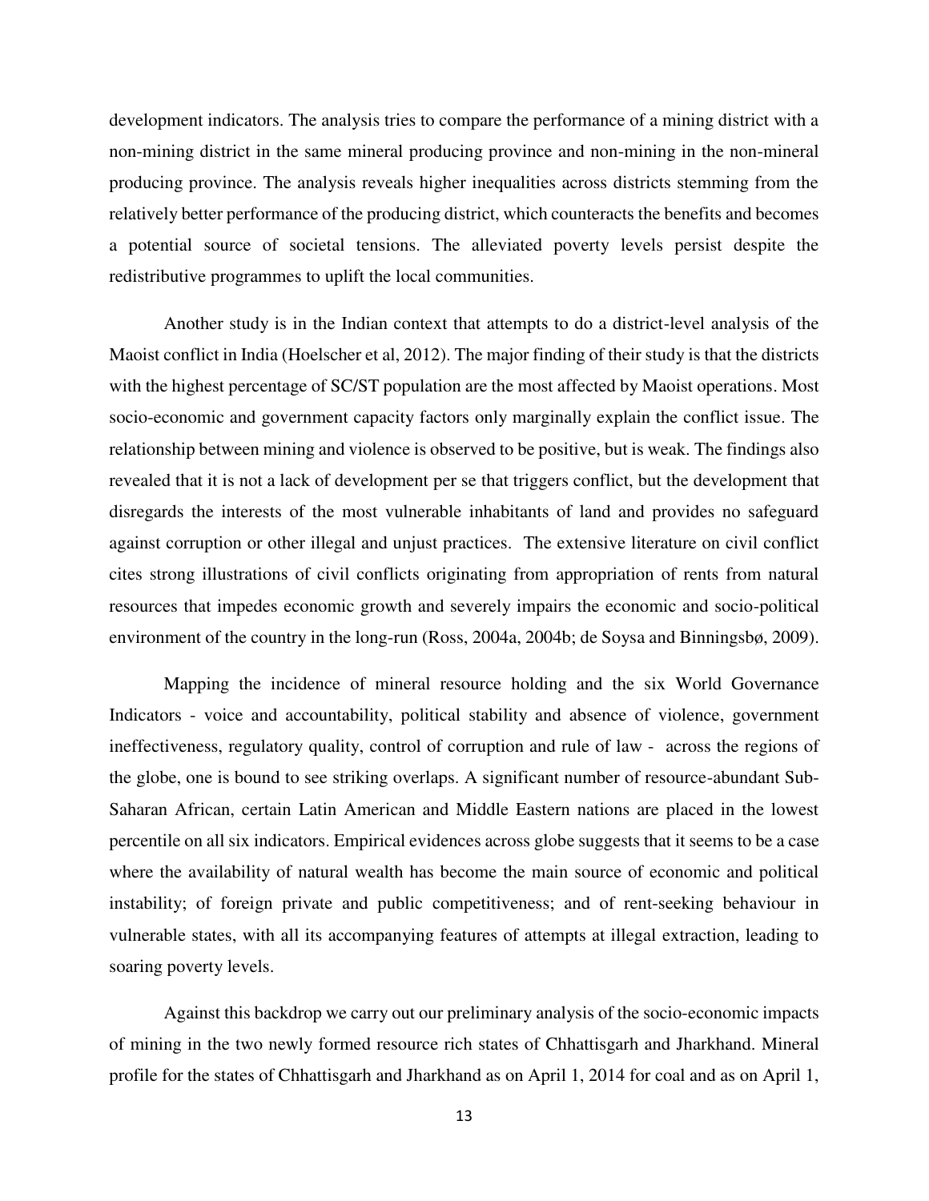development indicators. The analysis tries to compare the performance of a mining district with a non-mining district in the same mineral producing province and non-mining in the non-mineral producing province. The analysis reveals higher inequalities across districts stemming from the relatively better performance of the producing district, which counteracts the benefits and becomes a potential source of societal tensions. The alleviated poverty levels persist despite the redistributive programmes to uplift the local communities.

Another study is in the Indian context that attempts to do a district-level analysis of the Maoist conflict in India (Hoelscher et al, 2012). The major finding of their study is that the districts with the highest percentage of SC/ST population are the most affected by Maoist operations. Most socio-economic and government capacity factors only marginally explain the conflict issue. The relationship between mining and violence is observed to be positive, but is weak. The findings also revealed that it is not a lack of development per se that triggers conflict, but the development that disregards the interests of the most vulnerable inhabitants of land and provides no safeguard against corruption or other illegal and unjust practices. The extensive literature on civil conflict cites strong illustrations of civil conflicts originating from appropriation of rents from natural resources that impedes economic growth and severely impairs the economic and socio-political environment of the country in the long-run (Ross, 2004a, 2004b; de Soysa and Binningsbø, 2009).

Mapping the incidence of mineral resource holding and the six World Governance Indicators - voice and accountability, political stability and absence of violence, government ineffectiveness, regulatory quality, control of corruption and rule of law - across the regions of the globe, one is bound to see striking overlaps. A significant number of resource-abundant Sub-Saharan African, certain Latin American and Middle Eastern nations are placed in the lowest percentile on all six indicators. Empirical evidences across globe suggests that it seems to be a case where the availability of natural wealth has become the main source of economic and political instability; of foreign private and public competitiveness; and of rent-seeking behaviour in vulnerable states, with all its accompanying features of attempts at illegal extraction, leading to soaring poverty levels.

Against this backdrop we carry out our preliminary analysis of the socio-economic impacts of mining in the two newly formed resource rich states of Chhattisgarh and Jharkhand. Mineral profile for the states of Chhattisgarh and Jharkhand as on April 1, 2014 for coal and as on April 1,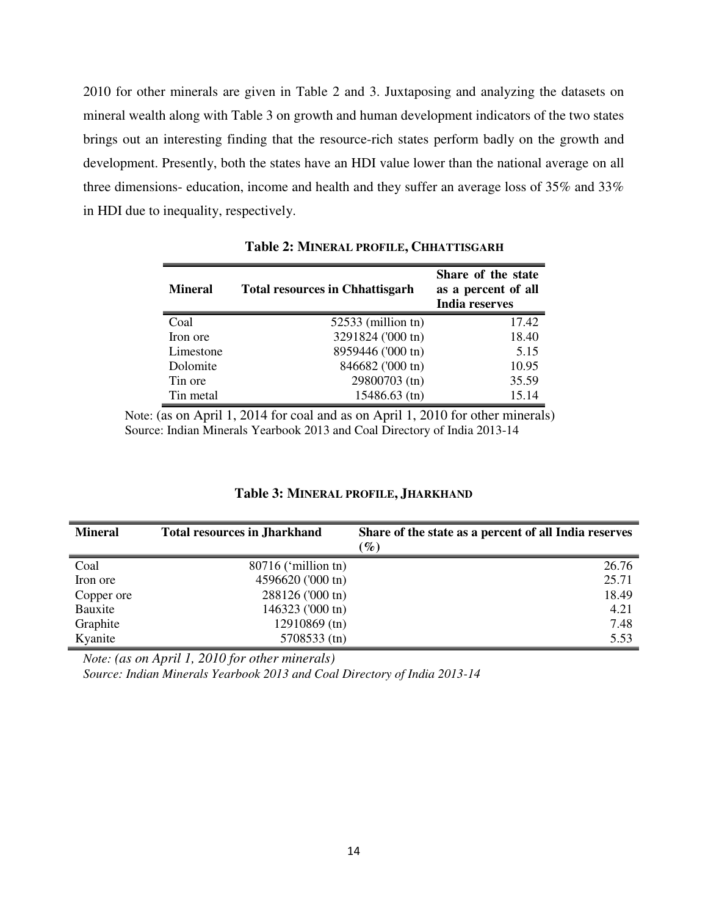2010 for other minerals are given in Table 2 and 3. Juxtaposing and analyzing the datasets on mineral wealth along with Table 3 on growth and human development indicators of the two states brings out an interesting finding that the resource-rich states perform badly on the growth and development. Presently, both the states have an HDI value lower than the national average on all three dimensions- education, income and health and they suffer an average loss of 35% and 33% in HDI due to inequality, respectively.

**Table 2: MINERAL PROFILE, CHHATTISGARH**

| Mineral | Total resources in Chhattisgarh | Share of the state as a percent of all India reserves |
|---|---|---|
| Coal | 52533 (million tn) | 17.42 |
| Iron ore | 3291824 ('000 tn) | 18.40 |
| Limestone | 8959446 ('000 tn) | 5.15 |
| Dolomite | 846682 ('000 tn) | 10.95 |
| Tin ore | 29800703 (tn) | 35.59 |
| Tin metal | 15486.63 (tn) | 15.14 |

Note: (as on April 1, 2014 for coal and as on April 1, 2010 for other minerals)
Source: Indian Minerals Yearbook 2013 and Coal Directory of India 2013-14

**Table 3: MINERAL PROFILE, JHARKHAND**

| Mineral | Total resources in Jharkhand | Share of the state as a percent of all India reserves (%) |
|---|---|---|
| Coal | 80716 ('million tn) | 26.76 |
| Iron ore | 4596620 ('000 tn) | 25.71 |
| Copper ore | 288126 ('000 tn) | 18.49 |
| Bauxite | 146323 ('000 tn) | 4.21 |
| Graphite | 12910869 (tn) | 7.48 |
| Kyanite | 5708533 (tn) | 5.53 |

*Note: (as on April 1, 2010 for other minerals)*
*Source: Indian Minerals Yearbook 2013 and Coal Directory of India 2013-14*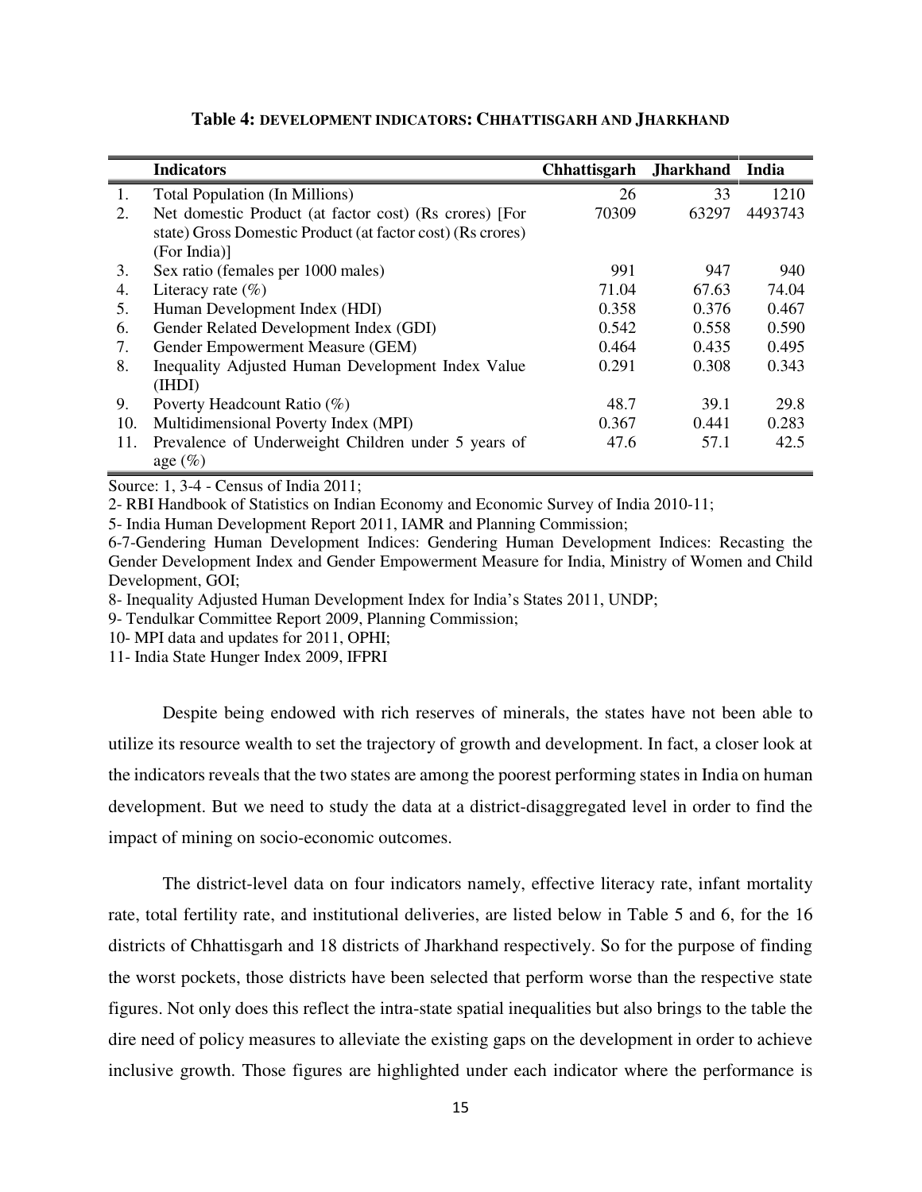**Table 4: DEVELOPMENT INDICATORS: CHHATTISGARH AND JHARKHAND**

| | Indicators | Chhattisgarh | Jharkhand | India |
|---|---|---|---|---|
| 1. | Total Population (In Millions) | 26 | 33 | 1210 |
| 2. | Net domestic Product (at factor cost) (Rs crores) [For state) Gross Domestic Product (at factor cost) (Rs crores) (For India)] | 70309 | 63297 | 4493743 |
| 3. | Sex ratio (females per 1000 males) | 991 | 947 | 940 |
| 4. | Literacy rate (%) | 71.04 | 67.63 | 74.04 |
| 5. | Human Development Index (HDI) | 0.358 | 0.376 | 0.467 |
| 6. | Gender Related Development Index (GDI) | 0.542 | 0.558 | 0.590 |
| 7. | Gender Empowerment Measure (GEM) | 0.464 | 0.435 | 0.495 |
| 8. | Inequality Adjusted Human Development Index Value (IHDI) | 0.291 | 0.308 | 0.343 |
| 9. | Poverty Headcount Ratio (%) | 48.7 | 39.1 | 29.8 |
| 10. | Multidimensional Poverty Index (MPI) | 0.367 | 0.441 | 0.283 |
| 11. | Prevalence of Underweight Children under 5 years of age (%) | 47.6 | 57.1 | 42.5 |

Source: 1, 3-4 - Census of India 2011;
2- RBI Handbook of Statistics on Indian Economy and Economic Survey of India 2010-11;
5- India Human Development Report 2011, IAMR and Planning Commission;
6-7-Gendering Human Development Indices: Gendering Human Development Indices: Recasting the Gender Development Index and Gender Empowerment Measure for India, Ministry of Women and Child Development, GOI;
8- Inequality Adjusted Human Development Index for India's States 2011, UNDP;
9- Tendulkar Committee Report 2009, Planning Commission;
10- MPI data and updates for 2011, OPHI;
11- India State Hunger Index 2009, IFPRI

Despite being endowed with rich reserves of minerals, the states have not been able to utilize its resource wealth to set the trajectory of growth and development. In fact, a closer look at the indicators reveals that the two states are among the poorest performing states in India on human development. But we need to study the data at a district-disaggregated level in order to find the impact of mining on socio-economic outcomes.

The district-level data on four indicators namely, effective literacy rate, infant mortality rate, total fertility rate, and institutional deliveries, are listed below in Table 5 and 6, for the 16 districts of Chhattisgarh and 18 districts of Jharkhand respectively. So for the purpose of finding the worst pockets, those districts have been selected that perform worse than the respective state figures. Not only does this reflect the intra-state spatial inequalities but also brings to the table the dire need of policy measures to alleviate the existing gaps on the development in order to achieve inclusive growth. Those figures are highlighted under each indicator where the performance is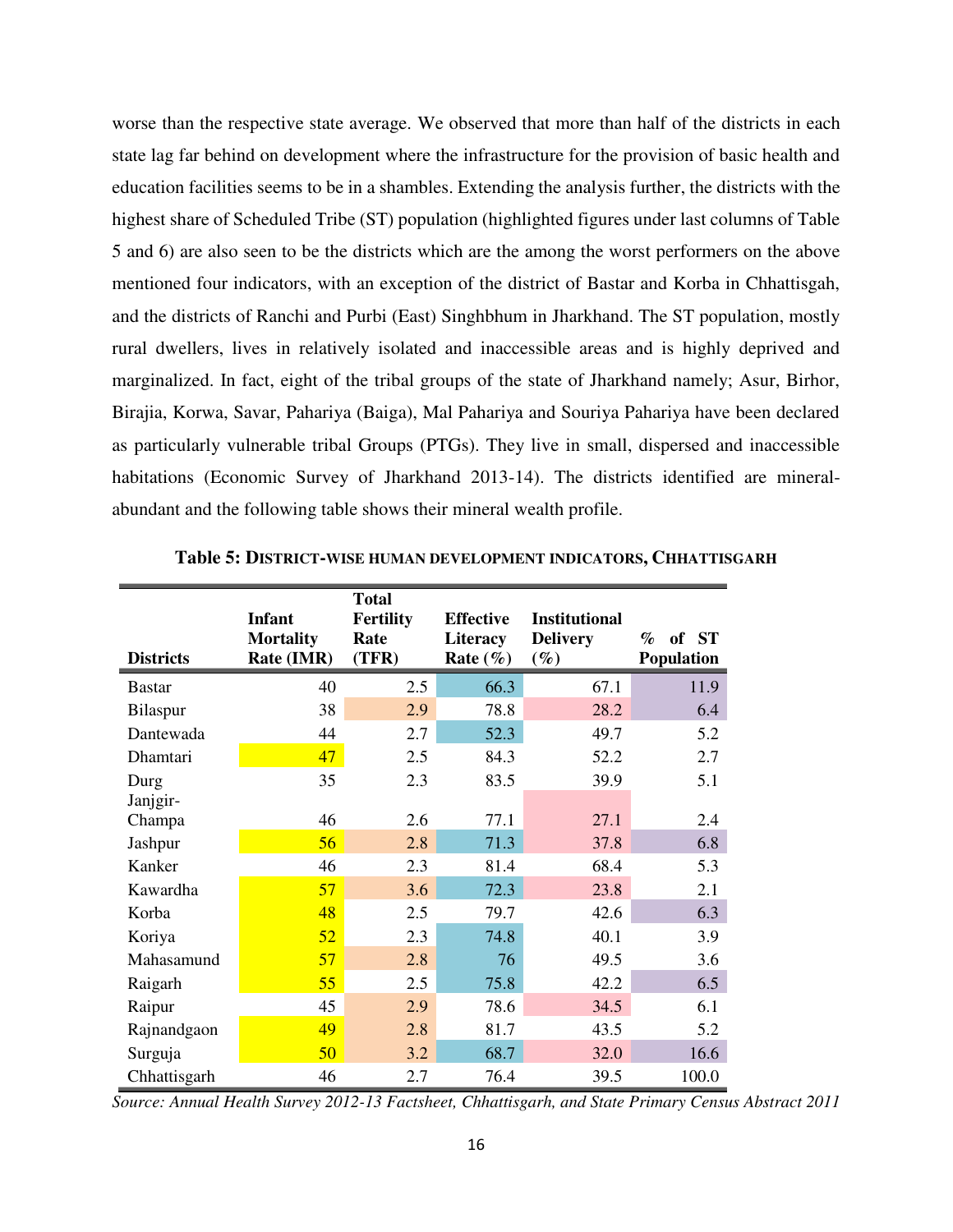worse than the respective state average. We observed that more than half of the districts in each state lag far behind on development where the infrastructure for the provision of basic health and education facilities seems to be in a shambles. Extending the analysis further, the districts with the highest share of Scheduled Tribe (ST) population (highlighted figures under last columns of Table 5 and 6) are also seen to be the districts which are the among the worst performers on the above mentioned four indicators, with an exception of the district of Bastar and Korba in Chhattisgah, and the districts of Ranchi and Purbi (East) Singhbhum in Jharkhand. The ST population, mostly rural dwellers, lives in relatively isolated and inaccessible areas and is highly deprived and marginalized. In fact, eight of the tribal groups of the state of Jharkhand namely; Asur, Birhor, Birajia, Korwa, Savar, Pahariya (Baiga), Mal Pahariya and Souriya Pahariya have been declared as particularly vulnerable tribal Groups (PTGs). They live in small, dispersed and inaccessible habitations (Economic Survey of Jharkhand 2013-14). The districts identified are mineral-abundant and the following table shows their mineral wealth profile.

**Table 5: District-wise human development indicators, Chhattisgarh**

| Districts | Infant Mortality Rate (IMR) | Total Fertility Rate (TFR) | Effective Literacy Rate (%) | Institutional Delivery (%) | % of ST Population |
|---|---|---|---|---|---|
| Bastar | 40 | 2.5 | 66.3 | 67.1 | 11.9 |
| Bilaspur | 38 | 2.9 | 78.8 | 28.2 | 6.4 |
| Dantewada | 44 | 2.7 | 52.3 | 49.7 | 5.2 |
| Dhamtari | 47 | 2.5 | 84.3 | 52.2 | 2.7 |
| Durg | 35 | 2.3 | 83.5 | 39.9 | 5.1 |
| Janjgir-Champa | 46 | 2.6 | 77.1 | 27.1 | 2.4 |
| Jashpur | 56 | 2.8 | 71.3 | 37.8 | 6.8 |
| Kanker | 46 | 2.3 | 81.4 | 68.4 | 5.3 |
| Kawardha | 57 | 3.6 | 72.3 | 23.8 | 2.1 |
| Korba | 48 | 2.5 | 79.7 | 42.6 | 6.3 |
| Koriya | 52 | 2.3 | 74.8 | 40.1 | 3.9 |
| Mahasamund | 57 | 2.8 | 76 | 49.5 | 3.6 |
| Raigarh | 55 | 2.5 | 75.8 | 42.2 | 6.5 |
| Raipur | 45 | 2.9 | 78.6 | 34.5 | 6.1 |
| Rajnandgaon | 49 | 2.8 | 81.7 | 43.5 | 5.2 |
| Surguja | 50 | 3.2 | 68.7 | 32.0 | 16.6 |
| Chhattisgarh | 46 | 2.7 | 76.4 | 39.5 | 100.0 |

*Source: Annual Health Survey 2012-13 Factsheet, Chhattisgarh, and State Primary Census Abstract 2011*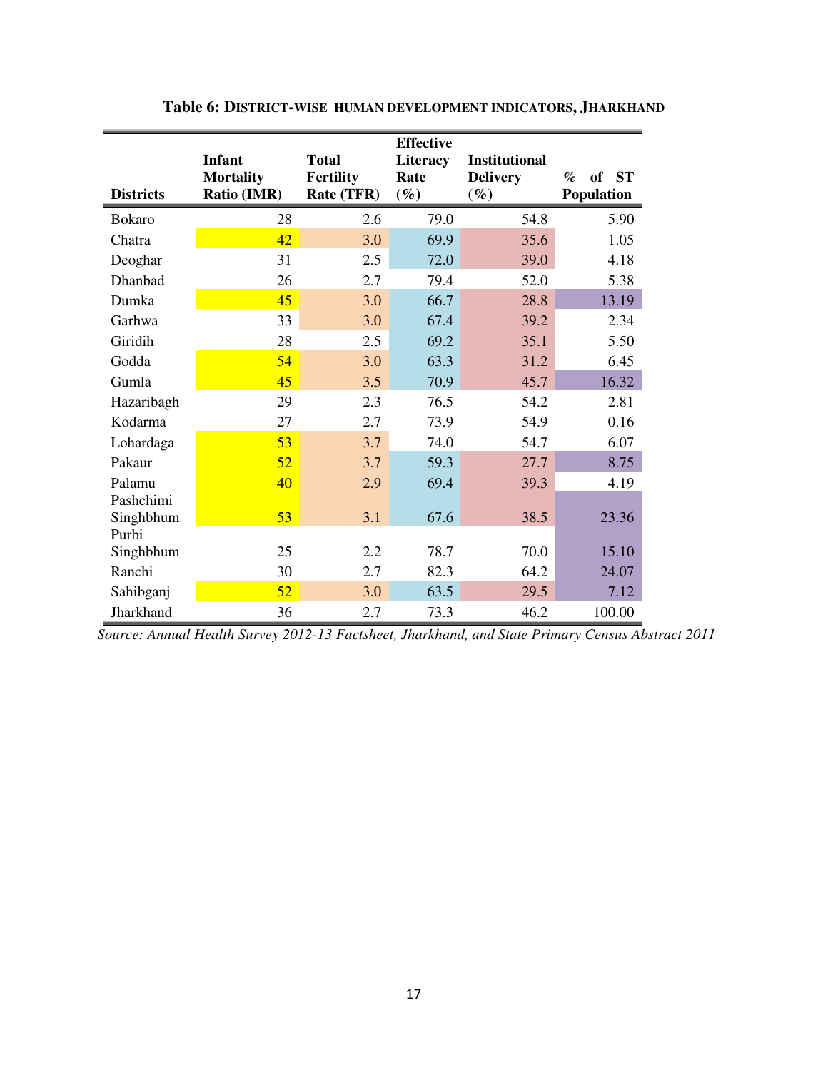**Table 6: DISTRICT-WISE HUMAN DEVELOPMENT INDICATORS, JHARKHAND**

| Districts | Infant Mortality Ratio (IMR) | Total Fertility Rate (TFR) | Effective Literacy Rate (%) | Institutional Delivery (%) | % of ST Population |
|---|---|---|---|---|---|
| Bokaro | 28 | 2.6 | 79.0 | 54.8 | 5.90 |
| Chatra | 42 | 3.0 | 69.9 | 35.6 | 1.05 |
| Deoghar | 31 | 2.5 | 72.0 | 39.0 | 4.18 |
| Dhanbad | 26 | 2.7 | 79.4 | 52.0 | 5.38 |
| Dumka | 45 | 3.0 | 66.7 | 28.8 | 13.19 |
| Garhwa | 33 | 3.0 | 67.4 | 39.2 | 2.34 |
| Giridih | 28 | 2.5 | 69.2 | 35.1 | 5.50 |
| Godda | 54 | 3.0 | 63.3 | 31.2 | 6.45 |
| Gumla | 45 | 3.5 | 70.9 | 45.7 | 16.32 |
| Hazaribagh | 29 | 2.3 | 76.5 | 54.2 | 2.81 |
| Kodarma | 27 | 2.7 | 73.9 | 54.9 | 0.16 |
| Lohardaga | 53 | 3.7 | 74.0 | 54.7 | 6.07 |
| Pakaur | 52 | 3.7 | 59.3 | 27.7 | 8.75 |
| Palamu | 40 | 2.9 | 69.4 | 39.3 | 4.19 |
| Pashchimi Singhbhum | 53 | 3.1 | 67.6 | 38.5 | 23.36 |
| Purbi Singhbhum | 25 | 2.2 | 78.7 | 70.0 | 15.10 |
| Ranchi | 30 | 2.7 | 82.3 | 64.2 | 24.07 |
| Sahibganj | 52 | 3.0 | 63.5 | 29.5 | 7.12 |
| Jharkhand | 36 | 2.7 | 73.3 | 46.2 | 100.00 |

*Source: Annual Health Survey 2012-13 Factsheet, Jharkhand, and State Primary Census Abstract 2011*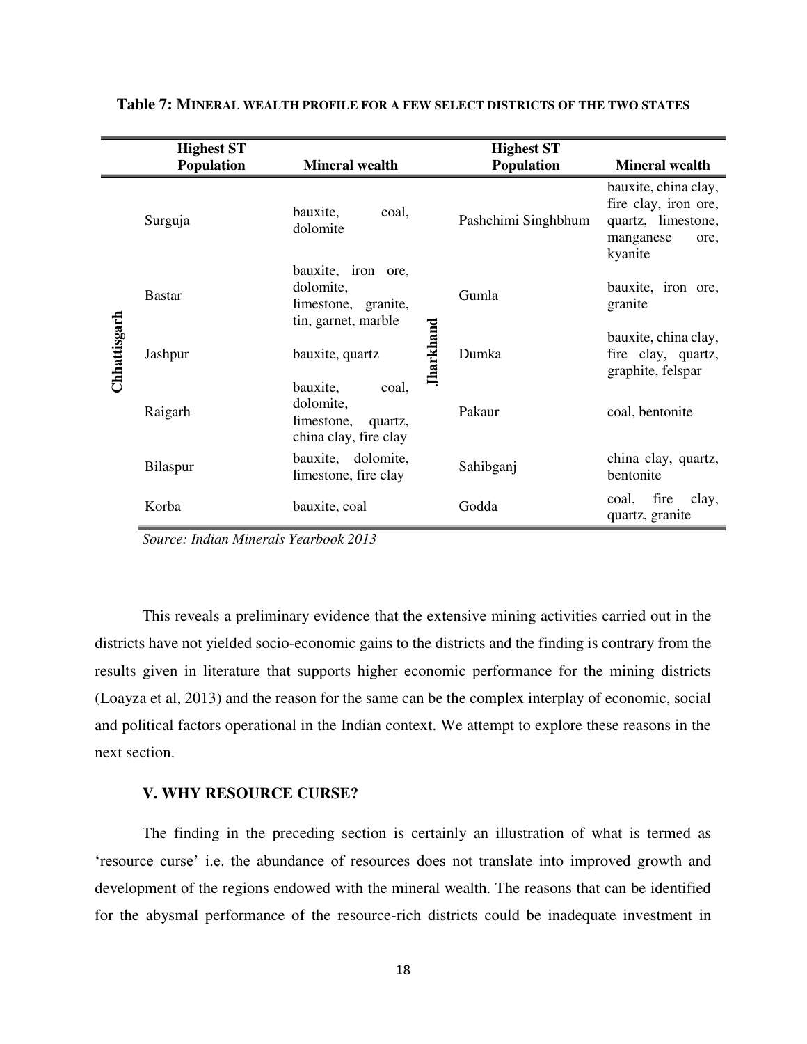**Table 7: MINERAL WEALTH PROFILE FOR A FEW SELECT DISTRICTS OF THE TWO STATES**

| | Highest ST Population | Mineral wealth | | Highest ST Population | Mineral wealth |
|---|---|---|---|---|---|
| Chhattisgarh | Surguja | bauxite, coal, dolomite | Jharkhand | Pashchimi Singhbhum | bauxite, china clay, fire clay, iron ore, quartz, limestone, manganese ore, kyanite |
| | Bastar | bauxite, iron ore, dolomite, limestone, granite, tin, garnet, marble | | Gumla | bauxite, iron ore, granite |
| | Jashpur | bauxite, quartz | | Dumka | bauxite, china clay, fire clay, quartz, graphite, felspar |
| | Raigarh | bauxite, coal, dolomite, limestone, quartz, china clay, fire clay | | Pakaur | coal, bentonite |
| | Bilaspur | bauxite, dolomite, limestone, fire clay | | Sahibganj | china clay, quartz, bentonite |
| | Korba | bauxite, coal | | Godda | coal, fire clay, quartz, granite |

*Source: Indian Minerals Yearbook 2013*

This reveals a preliminary evidence that the extensive mining activities carried out in the districts have not yielded socio-economic gains to the districts and the finding is contrary from the results given in literature that supports higher economic performance for the mining districts (Loayza et al, 2013) and the reason for the same can be the complex interplay of economic, social and political factors operational in the Indian context. We attempt to explore these reasons in the next section.

## V. WHY RESOURCE CURSE?

The finding in the preceding section is certainly an illustration of what is termed as 'resource curse' i.e. the abundance of resources does not translate into improved growth and development of the regions endowed with the mineral wealth. The reasons that can be identified for the abysmal performance of the resource-rich districts could be inadequate investment in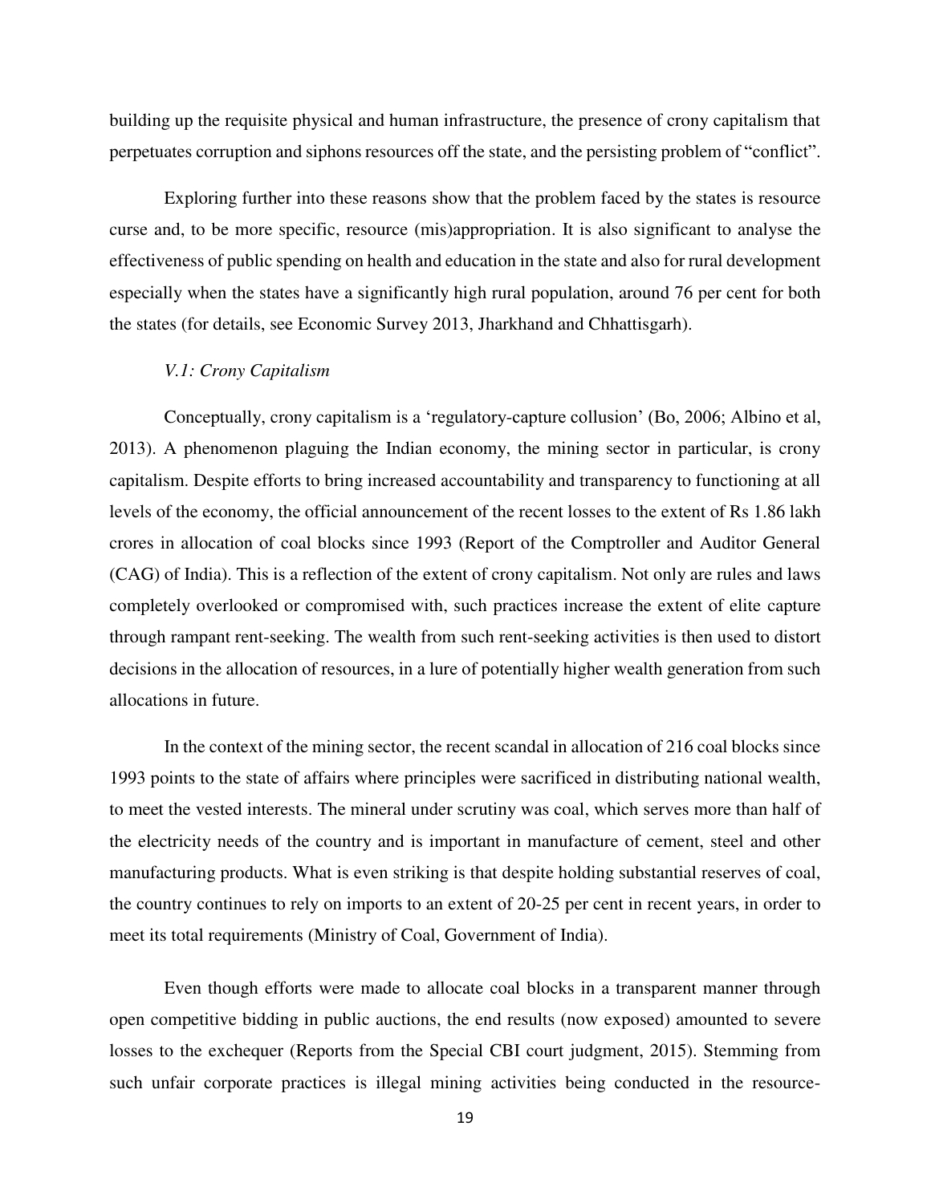building up the requisite physical and human infrastructure, the presence of crony capitalism that perpetuates corruption and siphons resources off the state, and the persisting problem of "conflict".

Exploring further into these reasons show that the problem faced by the states is resource curse and, to be more specific, resource (mis)appropriation. It is also significant to analyse the effectiveness of public spending on health and education in the state and also for rural development especially when the states have a significantly high rural population, around 76 per cent for both the states (for details, see Economic Survey 2013, Jharkhand and Chhattisgarh).

### *V.1: Crony Capitalism*

Conceptually, crony capitalism is a 'regulatory-capture collusion' (Bo, 2006; Albino et al, 2013). A phenomenon plaguing the Indian economy, the mining sector in particular, is crony capitalism. Despite efforts to bring increased accountability and transparency to functioning at all levels of the economy, the official announcement of the recent losses to the extent of Rs 1.86 lakh crores in allocation of coal blocks since 1993 (Report of the Comptroller and Auditor General (CAG) of India). This is a reflection of the extent of crony capitalism. Not only are rules and laws completely overlooked or compromised with, such practices increase the extent of elite capture through rampant rent-seeking. The wealth from such rent-seeking activities is then used to distort decisions in the allocation of resources, in a lure of potentially higher wealth generation from such allocations in future.

In the context of the mining sector, the recent scandal in allocation of 216 coal blocks since 1993 points to the state of affairs where principles were sacrificed in distributing national wealth, to meet the vested interests. The mineral under scrutiny was coal, which serves more than half of the electricity needs of the country and is important in manufacture of cement, steel and other manufacturing products. What is even striking is that despite holding substantial reserves of coal, the country continues to rely on imports to an extent of 20-25 per cent in recent years, in order to meet its total requirements (Ministry of Coal, Government of India).

Even though efforts were made to allocate coal blocks in a transparent manner through open competitive bidding in public auctions, the end results (now exposed) amounted to severe losses to the exchequer (Reports from the Special CBI court judgment, 2015). Stemming from such unfair corporate practices is illegal mining activities being conducted in the resource-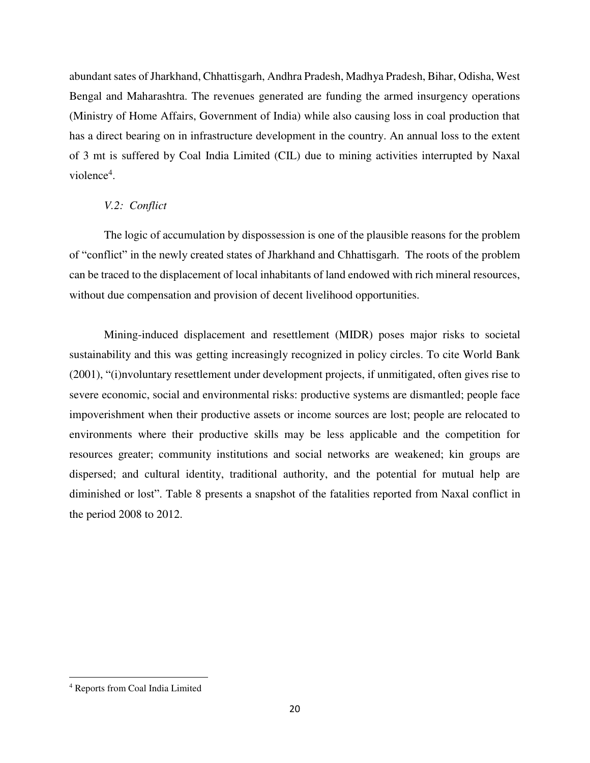abundant sates of Jharkhand, Chhattisgarh, Andhra Pradesh, Madhya Pradesh, Bihar, Odisha, West Bengal and Maharashtra. The revenues generated are funding the armed insurgency operations (Ministry of Home Affairs, Government of India) while also causing loss in coal production that has a direct bearing on in infrastructure development in the country. An annual loss to the extent of 3 mt is suffered by Coal India Limited (CIL) due to mining activities interrupted by Naxal violence[4].

*V.2: Conflict*

The logic of accumulation by dispossession is one of the plausible reasons for the problem of "conflict" in the newly created states of Jharkhand and Chhattisgarh. The roots of the problem can be traced to the displacement of local inhabitants of land endowed with rich mineral resources, without due compensation and provision of decent livelihood opportunities.

Mining-induced displacement and resettlement (MIDR) poses major risks to societal sustainability and this was getting increasingly recognized in policy circles. To cite World Bank (2001), "(i)nvoluntary resettlement under development projects, if unmitigated, often gives rise to severe economic, social and environmental risks: productive systems are dismantled; people face impoverishment when their productive assets or income sources are lost; people are relocated to environments where their productive skills may be less applicable and the competition for resources greater; community institutions and social networks are weakened; kin groups are dispersed; and cultural identity, traditional authority, and the potential for mutual help are diminished or lost". Table 8 presents a snapshot of the fatalities reported from Naxal conflict in the period 2008 to 2012.

---

[4] Reports from Coal India Limited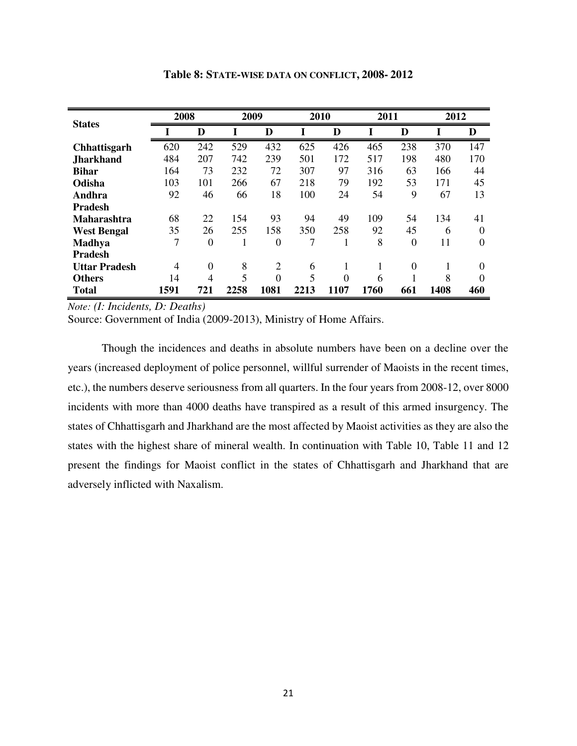**Table 8: STATE-WISE DATA ON CONFLICT, 2008- 2012**

| States | 2008 | | 2009 | | 2010 | | 2011 | | 2012 | |
|---|---|---|---|---|---|---|---|---|---|---|
| | I | D | I | D | I | D | I | D | I | D |
| **Chhattisgarh** | 620 | 242 | 529 | 432 | 625 | 426 | 465 | 238 | 370 | 147 |
| **Jharkhand** | 484 | 207 | 742 | 239 | 501 | 172 | 517 | 198 | 480 | 170 |
| **Bihar** | 164 | 73 | 232 | 72 | 307 | 97 | 316 | 63 | 166 | 44 |
| **Odisha** | 103 | 101 | 266 | 67 | 218 | 79 | 192 | 53 | 171 | 45 |
| **Andhra Pradesh** | 92 | 46 | 66 | 18 | 100 | 24 | 54 | 9 | 67 | 13 |
| **Maharashtra** | 68 | 22 | 154 | 93 | 94 | 49 | 109 | 54 | 134 | 41 |
| **West Bengal** | 35 | 26 | 255 | 158 | 350 | 258 | 92 | 45 | 6 | 0 |
| **Madhya Pradesh** | 7 | 0 | 1 | 0 | 7 | 1 | 8 | 0 | 11 | 0 |
| **Uttar Pradesh** | 4 | 0 | 8 | 2 | 6 | 1 | 1 | 0 | 1 | 0 |
| **Others** | 14 | 4 | 5 | 0 | 5 | 0 | 6 | 1 | 8 | 0 |
| **Total** | **1591** | **721** | **2258** | **1081** | **2213** | **1107** | **1760** | **661** | **1408** | **460** |

*Note: (I: Incidents, D: Deaths)*

Source: Government of India (2009-2013), Ministry of Home Affairs.

Though the incidences and deaths in absolute numbers have been on a decline over the years (increased deployment of police personnel, willful surrender of Maoists in the recent times, etc.), the numbers deserve seriousness from all quarters. In the four years from 2008-12, over 8000 incidents with more than 4000 deaths have transpired as a result of this armed insurgency. The states of Chhattisgarh and Jharkhand are the most affected by Maoist activities as they are also the states with the highest share of mineral wealth. In continuation with Table 10, Table 11 and 12 present the findings for Maoist conflict in the states of Chhattisgarh and Jharkhand that are adversely inflicted with Naxalism.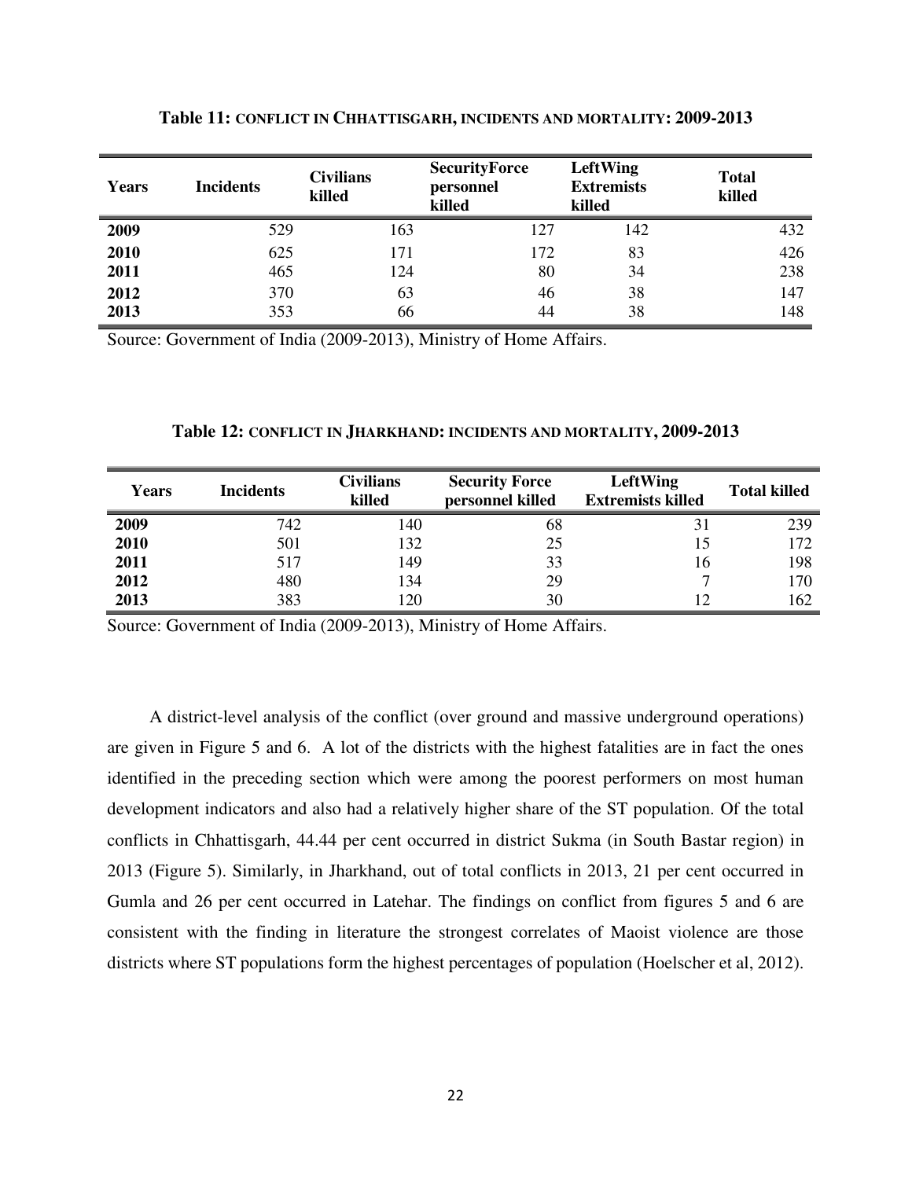**Table 11: CONFLICT IN CHHATTISGARH, INCIDENTS AND MORTALITY: 2009-2013**

| Years | Incidents | Civilians killed | SecurityForce personnel killed | LeftWing Extremists killed | Total killed |
|---|---|---|---|---|---|
| **2009** | 529 | 163 | 127 | 142 | 432 |
| **2010** | 625 | 171 | 172 | 83 | 426 |
| **2011** | 465 | 124 | 80 | 34 | 238 |
| **2012** | 370 | 63 | 46 | 38 | 147 |
| **2013** | 353 | 66 | 44 | 38 | 148 |

Source: Government of India (2009-2013), Ministry of Home Affairs.

**Table 12: CONFLICT IN JHARKHAND: INCIDENTS AND MORTALITY, 2009-2013**

| Years | Incidents | Civilians killed | Security Force personnel killed | LeftWing Extremists killed | Total killed |
|---|---|---|---|---|---|
| **2009** | 742 | 140 | 68 | 31 | 239 |
| **2010** | 501 | 132 | 25 | 15 | 172 |
| **2011** | 517 | 149 | 33 | 16 | 198 |
| **2012** | 480 | 134 | 29 | 7 | 170 |
| **2013** | 383 | 120 | 30 | 12 | 162 |

Source: Government of India (2009-2013), Ministry of Home Affairs.

A district-level analysis of the conflict (over ground and massive underground operations) are given in Figure 5 and 6. A lot of the districts with the highest fatalities are in fact the ones identified in the preceding section which were among the poorest performers on most human development indicators and also had a relatively higher share of the ST population. Of the total conflicts in Chhattisgarh, 44.44 per cent occurred in district Sukma (in South Bastar region) in 2013 (Figure 5). Similarly, in Jharkhand, out of total conflicts in 2013, 21 per cent occurred in Gumla and 26 per cent occurred in Latehar. The findings on conflict from figures 5 and 6 are consistent with the finding in literature the strongest correlates of Maoist violence are those districts where ST populations form the highest percentages of population (Hoelscher et al, 2012).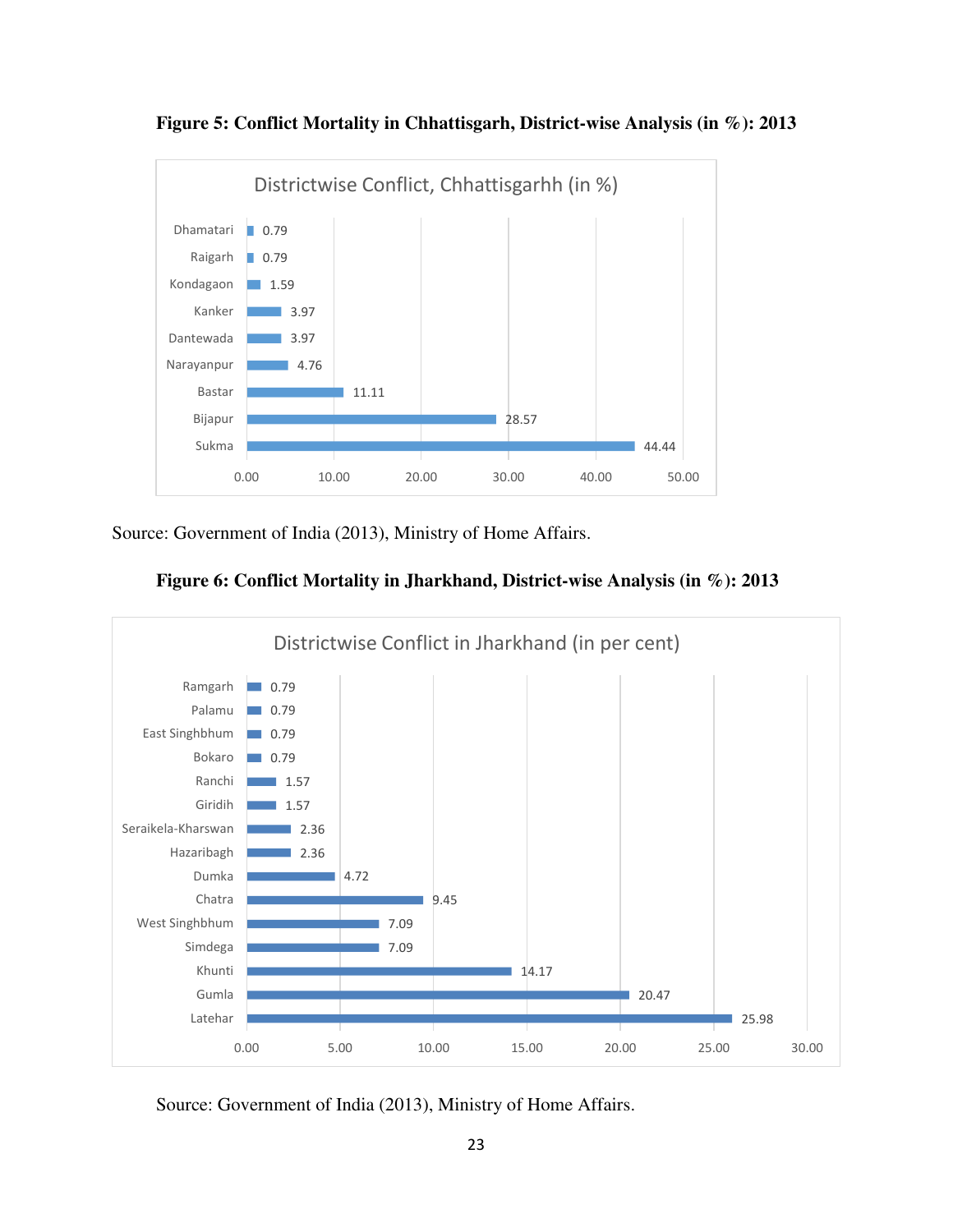**Figure 5: Conflict Mortality in Chhattisgarh, District-wise Analysis (in %): 2013**

Districtwise Conflict, Chhattisgarhh (in %)

| District | % |
|---|---|
| Dhamatari | 0.79 |
| Raigarh | 0.79 |
| Kondagaon | 1.59 |
| Kanker | 3.97 |
| Dantewada | 3.97 |
| Narayanpur | 4.76 |
| Bastar | 11.11 |
| Bijapur | 28.57 |
| Sukma | 44.44 |

Source: Government of India (2013), Ministry of Home Affairs.

**Figure 6: Conflict Mortality in Jharkhand, District-wise Analysis (in %): 2013**

Districtwise Conflict in Jharkhand (in per cent)

| District | % |
|---|---|
| Ramgarh | 0.79 |
| Palamu | 0.79 |
| East Singhbhum | 0.79 |
| Bokaro | 0.79 |
| Ranchi | 1.57 |
| Giridih | 1.57 |
| Seraikela-Kharswan | 2.36 |
| Hazaribagh | 2.36 |
| Dumka | 4.72 |
| Chatra | 9.45 |
| West Singhbhum | 7.09 |
| Simdega | 7.09 |
| Khunti | 14.17 |
| Gumla | 20.47 |
| Latehar | 25.98 |

Source: Government of India (2013), Ministry of Home Affairs.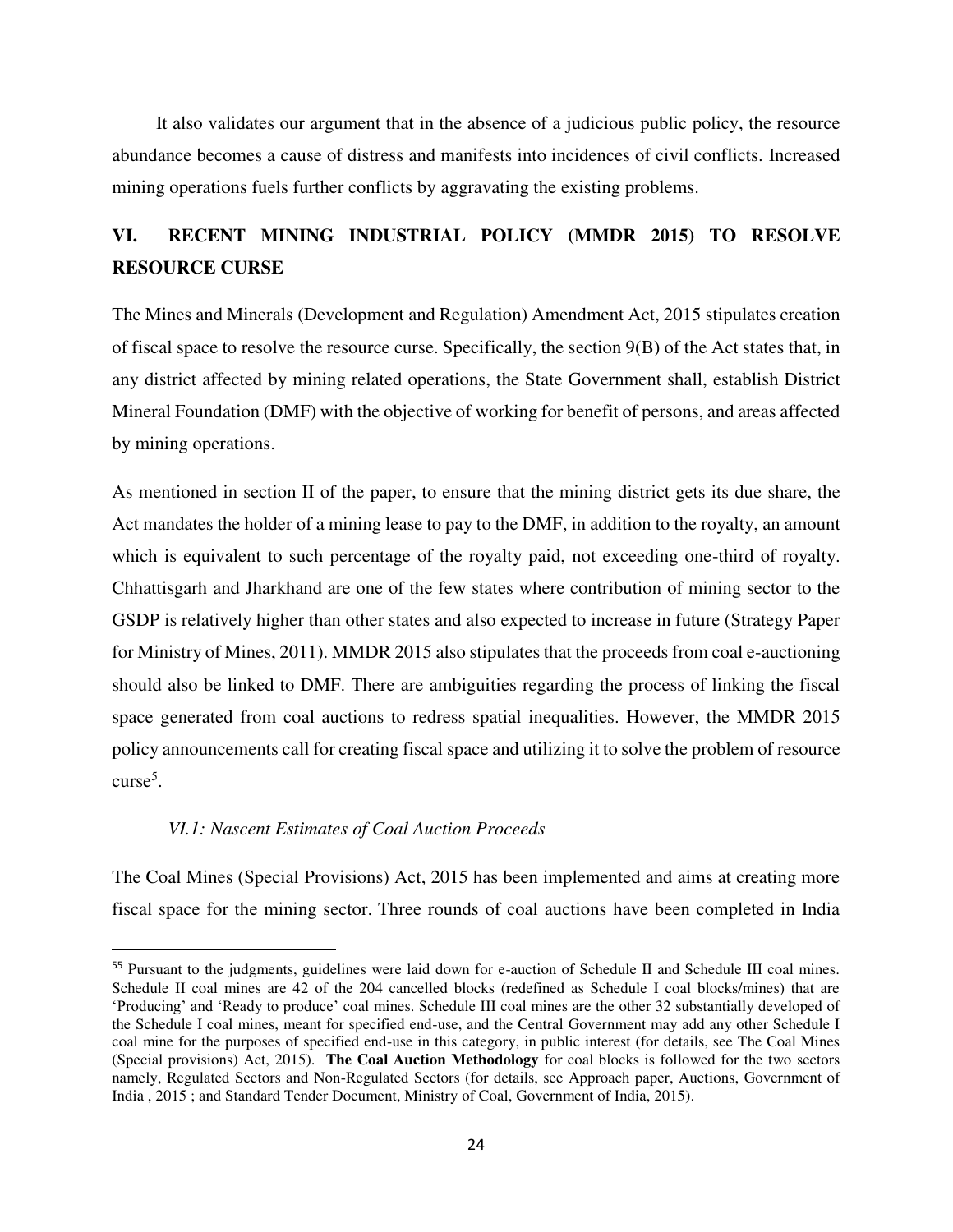It also validates our argument that in the absence of a judicious public policy, the resource abundance becomes a cause of distress and manifests into incidences of civil conflicts. Increased mining operations fuels further conflicts by aggravating the existing problems.

## VI. RECENT MINING INDUSTRIAL POLICY (MMDR 2015) TO RESOLVE RESOURCE CURSE

The Mines and Minerals (Development and Regulation) Amendment Act, 2015 stipulates creation of fiscal space to resolve the resource curse. Specifically, the section 9(B) of the Act states that, in any district affected by mining related operations, the State Government shall, establish District Mineral Foundation (DMF) with the objective of working for benefit of persons, and areas affected by mining operations.

As mentioned in section II of the paper, to ensure that the mining district gets its due share, the Act mandates the holder of a mining lease to pay to the DMF, in addition to the royalty, an amount which is equivalent to such percentage of the royalty paid, not exceeding one-third of royalty. Chhattisgarh and Jharkhand are one of the few states where contribution of mining sector to the GSDP is relatively higher than other states and also expected to increase in future (Strategy Paper for Ministry of Mines, 2011). MMDR 2015 also stipulates that the proceeds from coal e-auctioning should also be linked to DMF. There are ambiguities regarding the process of linking the fiscal space generated from coal auctions to redress spatial inequalities. However, the MMDR 2015 policy announcements call for creating fiscal space and utilizing it to solve the problem of resource curse[5].

### *VI.1: Nascent Estimates of Coal Auction Proceeds*

The Coal Mines (Special Provisions) Act, 2015 has been implemented and aims at creating more fiscal space for the mining sector. Three rounds of coal auctions have been completed in India

---

[55] Pursuant to the judgments, guidelines were laid down for e-auction of Schedule II and Schedule III coal mines. Schedule II coal mines are 42 of the 204 cancelled blocks (redefined as Schedule I coal blocks/mines) that are 'Producing' and 'Ready to produce' coal mines. Schedule III coal mines are the other 32 substantially developed of the Schedule I coal mines, meant for specified end-use, and the Central Government may add any other Schedule I coal mine for the purposes of specified end-use in this category, in public interest (for details, see The Coal Mines (Special provisions) Act, 2015). **The Coal Auction Methodology** for coal blocks is followed for the two sectors namely, Regulated Sectors and Non-Regulated Sectors (for details, see Approach paper, Auctions, Government of India , 2015 ; and Standard Tender Document, Ministry of Coal, Government of India, 2015).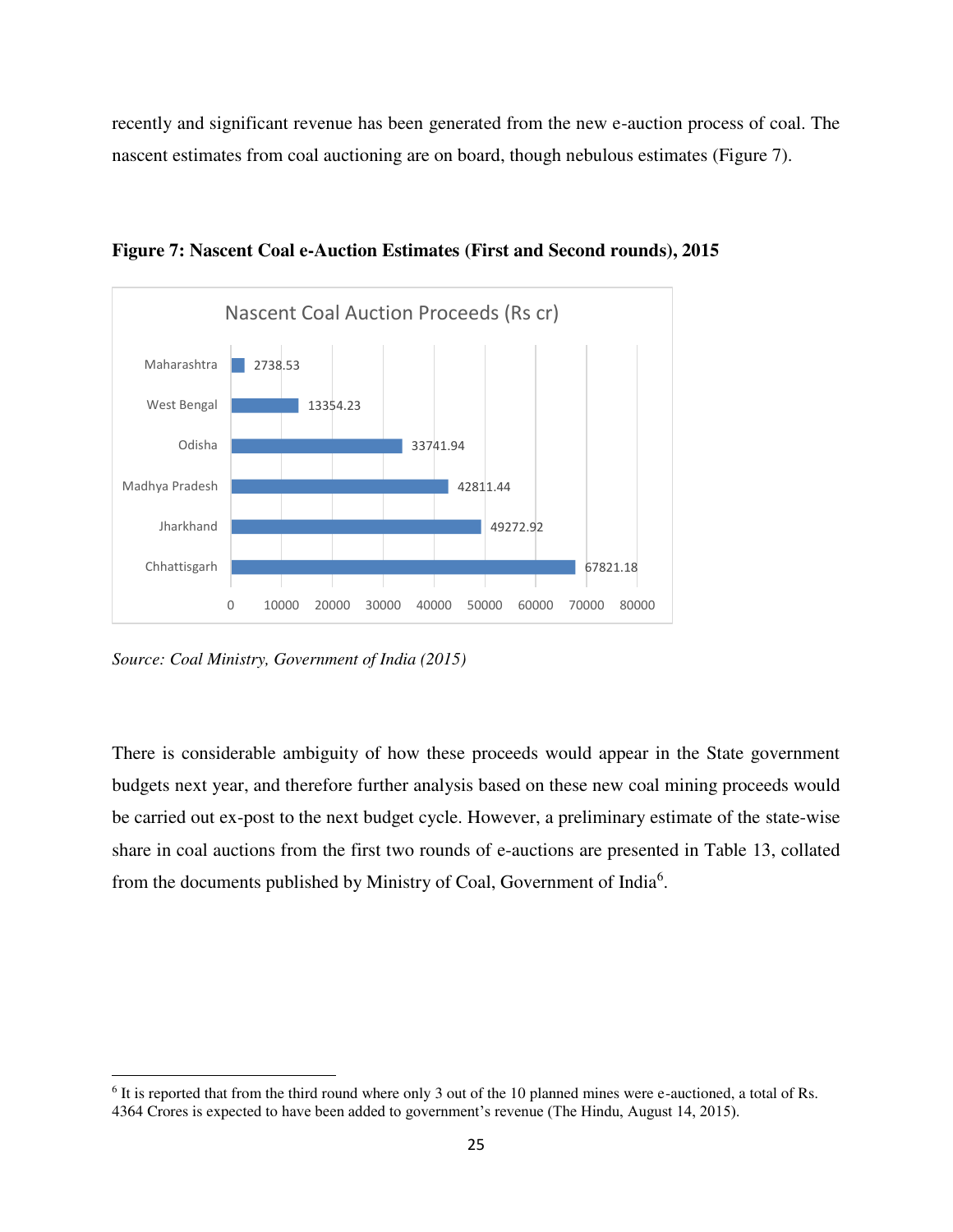recently and significant revenue has been generated from the new e-auction process of coal. The nascent estimates from coal auctioning are on board, though nebulous estimates (Figure 7).

**Figure 7: Nascent Coal e-Auction Estimates (First and Second rounds), 2015**

Nascent Coal Auction Proceeds (Rs cr)

| State | Proceeds (Rs cr) |
|---|---|
| Maharashtra | 2738.53 |
| West Bengal | 13354.23 |
| Odisha | 33741.94 |
| Madhya Pradesh | 42811.44 |
| Jharkhand | 49272.92 |
| Chhattisgarh | 67821.18 |

*Source: Coal Ministry, Government of India (2015)*

There is considerable ambiguity of how these proceeds would appear in the State government budgets next year, and therefore further analysis based on these new coal mining proceeds would be carried out ex-post to the next budget cycle. However, a preliminary estimate of the state-wise share in coal auctions from the first two rounds of e-auctions are presented in Table 13, collated from the documents published by Ministry of Coal, Government of India[6].

[6] It is reported that from the third round where only 3 out of the 10 planned mines were e-auctioned, a total of Rs. 4364 Crores is expected to have been added to government's revenue (The Hindu, August 14, 2015).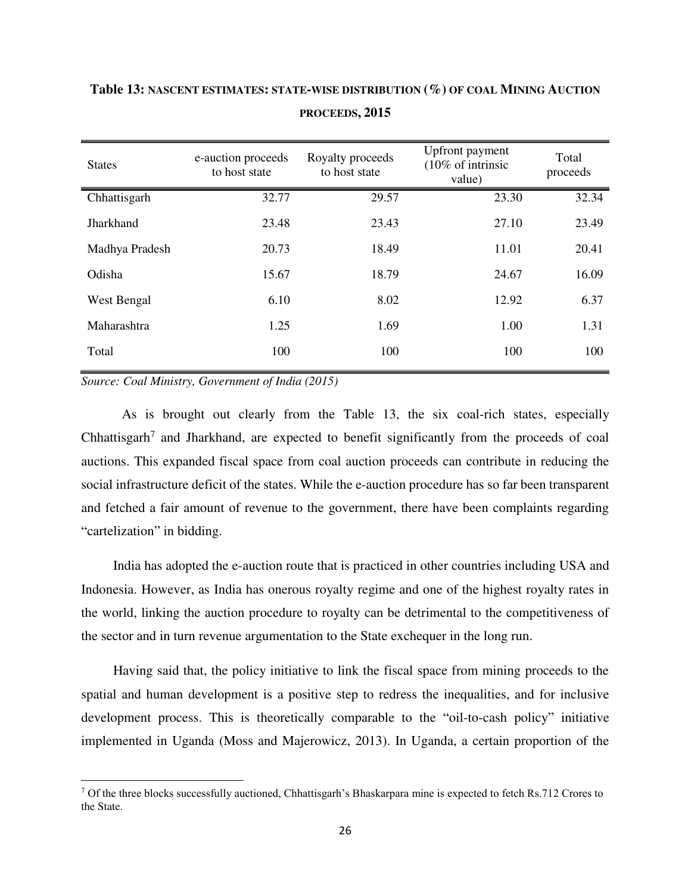**Table 13: NASCENT ESTIMATES: STATE-WISE DISTRIBUTION (%) OF COAL MINING AUCTION PROCEEDS, 2015**

| States | e-auction proceeds to host state | Royalty proceeds to host state | Upfront payment (10% of intrinsic value) | Total proceeds |
|---|---|---|---|---|
| Chhattisgarh | 32.77 | 29.57 | 23.30 | 32.34 |
| Jharkhand | 23.48 | 23.43 | 27.10 | 23.49 |
| Madhya Pradesh | 20.73 | 18.49 | 11.01 | 20.41 |
| Odisha | 15.67 | 18.79 | 24.67 | 16.09 |
| West Bengal | 6.10 | 8.02 | 12.92 | 6.37 |
| Maharashtra | 1.25 | 1.69 | 1.00 | 1.31 |
| Total | 100 | 100 | 100 | 100 |

*Source: Coal Ministry, Government of India (2015)*

As is brought out clearly from the Table 13, the six coal-rich states, especially Chhattisgarh[7] and Jharkhand, are expected to benefit significantly from the proceeds of coal auctions. This expanded fiscal space from coal auction proceeds can contribute in reducing the social infrastructure deficit of the states. While the e-auction procedure has so far been transparent and fetched a fair amount of revenue to the government, there have been complaints regarding "cartelization" in bidding.

India has adopted the e-auction route that is practiced in other countries including USA and Indonesia. However, as India has onerous royalty regime and one of the highest royalty rates in the world, linking the auction procedure to royalty can be detrimental to the competitiveness of the sector and in turn revenue argumentation to the State exchequer in the long run.

Having said that, the policy initiative to link the fiscal space from mining proceeds to the spatial and human development is a positive step to redress the inequalities, and for inclusive development process. This is theoretically comparable to the "oil-to-cash policy" initiative implemented in Uganda (Moss and Majerowicz, 2013). In Uganda, a certain proportion of the

[7] Of the three blocks successfully auctioned, Chhattisgarh's Bhaskarpara mine is expected to fetch Rs.712 Crores to the State.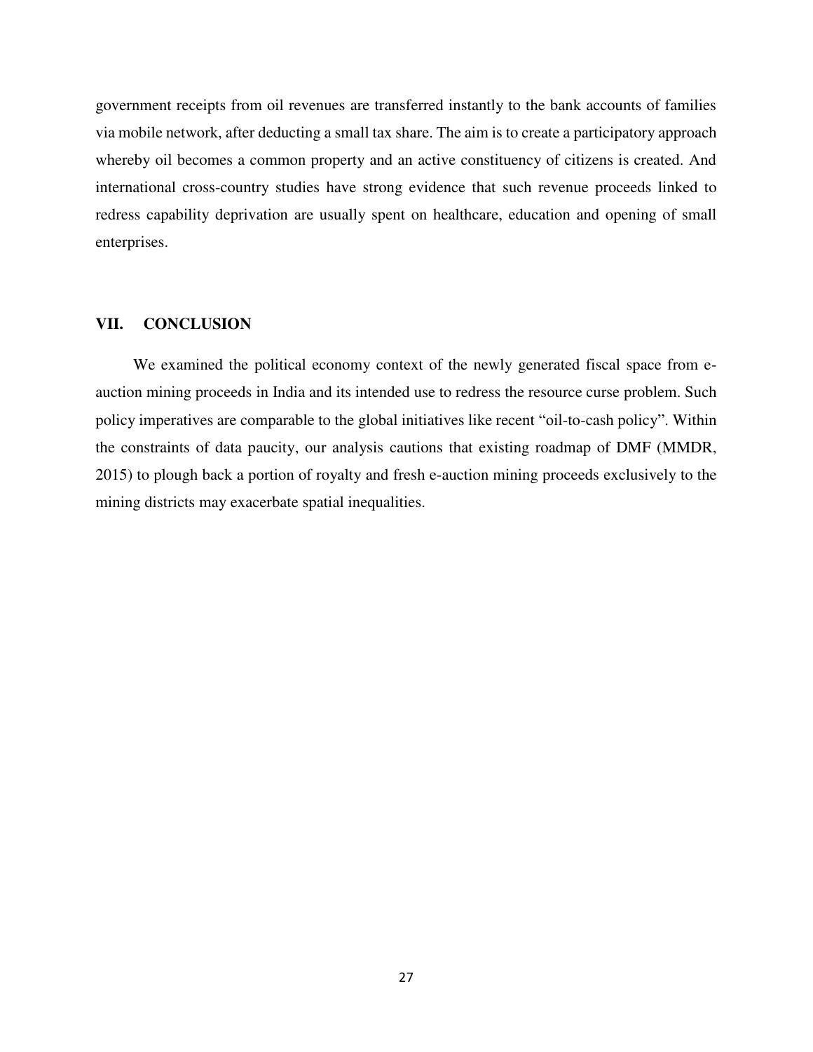government receipts from oil revenues are transferred instantly to the bank accounts of families via mobile network, after deducting a small tax share. The aim is to create a participatory approach whereby oil becomes a common property and an active constituency of citizens is created. And international cross-country studies have strong evidence that such revenue proceeds linked to redress capability deprivation are usually spent on healthcare, education and opening of small enterprises.

## VII. CONCLUSION

We examined the political economy context of the newly generated fiscal space from e-auction mining proceeds in India and its intended use to redress the resource curse problem. Such policy imperatives are comparable to the global initiatives like recent "oil-to-cash policy". Within the constraints of data paucity, our analysis cautions that existing roadmap of DMF (MMDR, 2015) to plough back a portion of royalty and fresh e-auction mining proceeds exclusively to the mining districts may exacerbate spatial inequalities.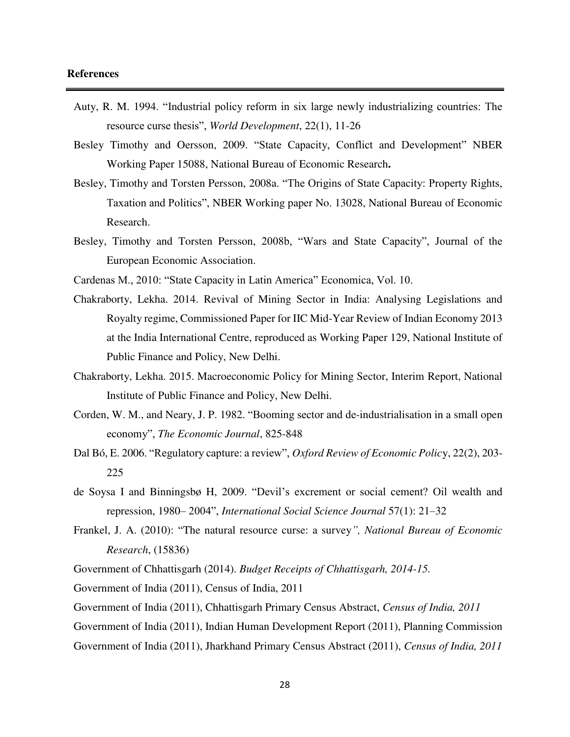## References

Auty, R. M. 1994. "Industrial policy reform in six large newly industrializing countries: The resource curse thesis", *World Development*, 22(1), 11-26

Besley Timothy and Oersson, 2009. "State Capacity, Conflict and Development" NBER Working Paper 15088, National Bureau of Economic Research**.**

Besley, Timothy and Torsten Persson, 2008a. "The Origins of State Capacity: Property Rights, Taxation and Politics", NBER Working paper No. 13028, National Bureau of Economic Research.

Besley, Timothy and Torsten Persson, 2008b, "Wars and State Capacity", Journal of the European Economic Association.

Cardenas M., 2010: "State Capacity in Latin America" Economica, Vol. 10.

Chakraborty, Lekha. 2014. Revival of Mining Sector in India: Analysing Legislations and Royalty regime, Commissioned Paper for IIC Mid-Year Review of Indian Economy 2013 at the India International Centre, reproduced as Working Paper 129, National Institute of Public Finance and Policy, New Delhi.

Chakraborty, Lekha. 2015. Macroeconomic Policy for Mining Sector, Interim Report, National Institute of Public Finance and Policy, New Delhi.

Corden, W. M., and Neary, J. P. 1982. "Booming sector and de-industrialisation in a small open economy", *The Economic Journal*, 825-848

Dal Bó, E. 2006. "Regulatory capture: a review", *Oxford Review of Economic Polic*y, 22(2), 203-225

de Soysa I and Binningsbø H, 2009. "Devil's excrement or social cement? Oil wealth and repression, 1980– 2004", *International Social Science Journal* 57(1): 21–32

Frankel, J. A. (2010): "The natural resource curse: a survey*", National Bureau of Economic Research*, (15836)

Government of Chhattisgarh (2014). *Budget Receipts of Chhattisgarh, 2014-15.*

Government of India (2011), Census of India, 2011

Government of India (2011), Chhattisgarh Primary Census Abstract, *Census of India, 2011*

Government of India (2011), Indian Human Development Report (2011), Planning Commission

Government of India (2011), Jharkhand Primary Census Abstract (2011), *Census of India, 2011*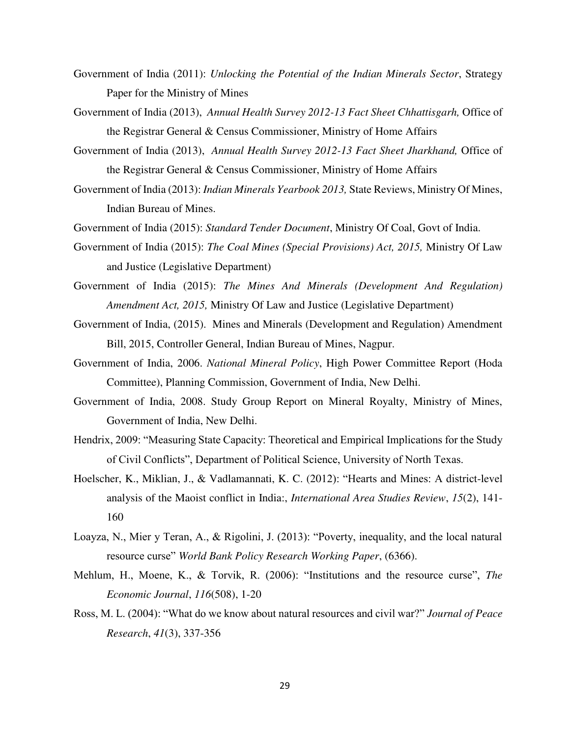Government of India (2011): *Unlocking the Potential of the Indian Minerals Sector*, Strategy Paper for the Ministry of Mines

Government of India (2013), *Annual Health Survey 2012-13 Fact Sheet Chhattisgarh,* Office of the Registrar General & Census Commissioner, Ministry of Home Affairs

Government of India (2013), *Annual Health Survey 2012-13 Fact Sheet Jharkhand,* Office of the Registrar General & Census Commissioner, Ministry of Home Affairs

Government of India (2013): *Indian Minerals Yearbook 2013,* State Reviews, Ministry Of Mines, Indian Bureau of Mines.

Government of India (2015): *Standard Tender Document*, Ministry Of Coal, Govt of India.

Government of India (2015): *The Coal Mines (Special Provisions) Act, 2015,* Ministry Of Law and Justice (Legislative Department)

Government of India (2015): *The Mines And Minerals (Development And Regulation) Amendment Act, 2015,* Ministry Of Law and Justice (Legislative Department)

Government of India, (2015). Mines and Minerals (Development and Regulation) Amendment Bill, 2015, Controller General, Indian Bureau of Mines, Nagpur.

Government of India, 2006. *National Mineral Policy*, High Power Committee Report (Hoda Committee), Planning Commission, Government of India, New Delhi.

Government of India, 2008. Study Group Report on Mineral Royalty, Ministry of Mines, Government of India, New Delhi.

Hendrix, 2009: "Measuring State Capacity: Theoretical and Empirical Implications for the Study of Civil Conflicts", Department of Political Science, University of North Texas.

Hoelscher, K., Miklian, J., & Vadlamannati, K. C. (2012): "Hearts and Mines: A district-level analysis of the Maoist conflict in India:, *International Area Studies Review*, *15*(2), 141-160

Loayza, N., Mier y Teran, A., & Rigolini, J. (2013): "Poverty, inequality, and the local natural resource curse" *World Bank Policy Research Working Paper*, (6366).

Mehlum, H., Moene, K., & Torvik, R. (2006): "Institutions and the resource curse", *The Economic Journal*, *116*(508), 1-20

Ross, M. L. (2004): "What do we know about natural resources and civil war?" *Journal of Peace Research*, *41*(3), 337-356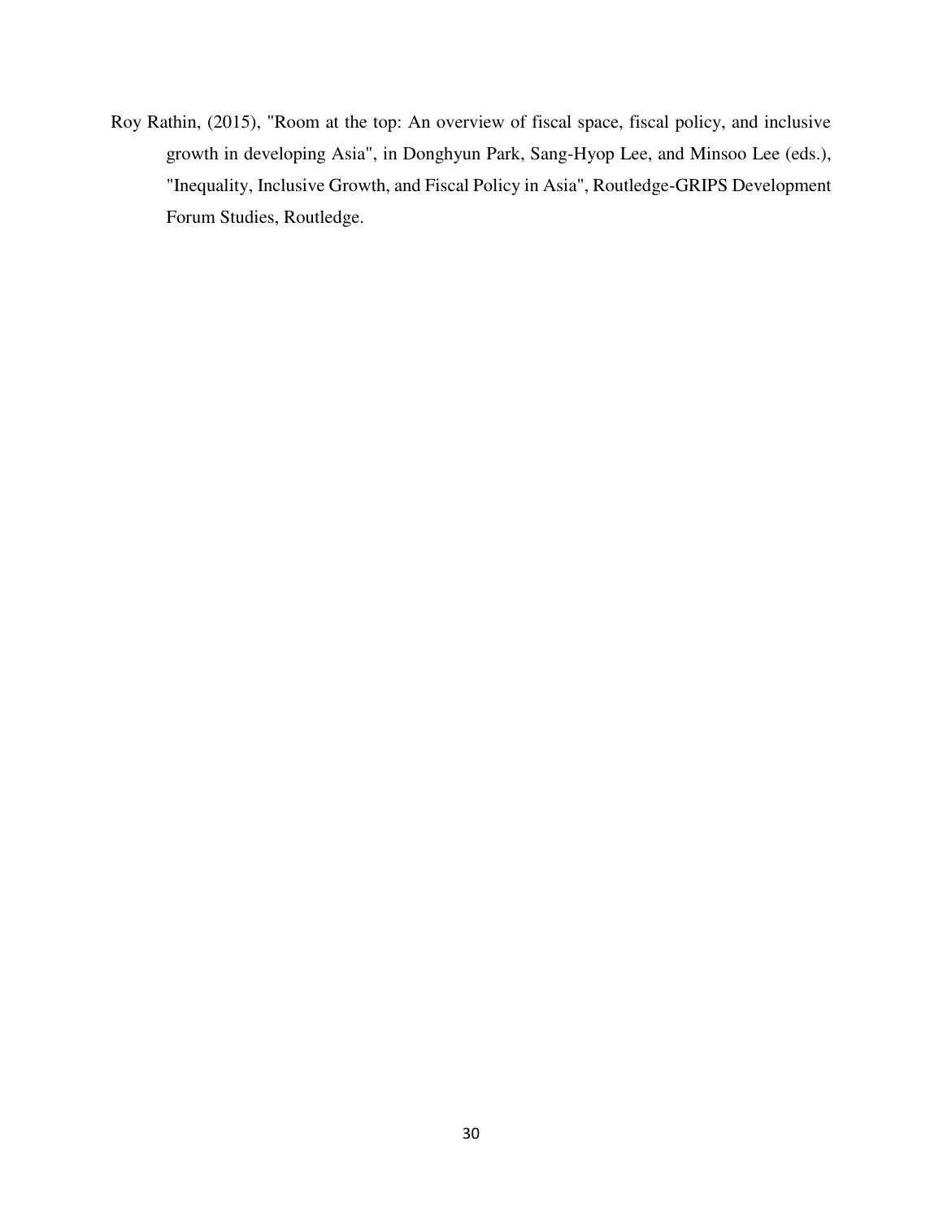Roy Rathin, (2015), "Room at the top: An overview of fiscal space, fiscal policy, and inclusive growth in developing Asia", in Donghyun Park, Sang-Hyop Lee, and Minsoo Lee (eds.), "Inequality, Inclusive Growth, and Fiscal Policy in Asia", Routledge-GRIPS Development Forum Studies, Routledge.